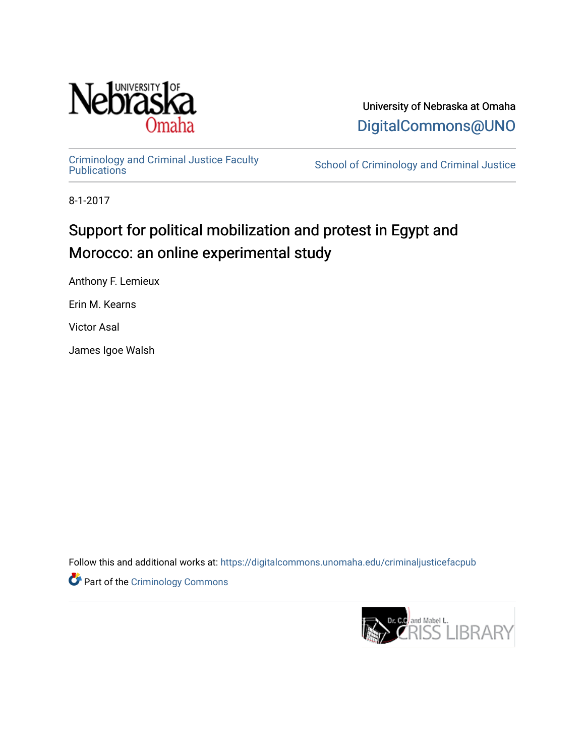University of Nebraska at Omaha

DigitalCommons@UNO

Criminology and Criminal Justice Faculty Publications

School of Criminology and Criminal Justice

8-1-2017

# Support for political mobilization and protest in Egypt and Morocco: an online experimental study

Anthony F. Lemieux

Erin M. Kearns

Victor Asal

James Igoe Walsh

Follow this and additional works at: https://digitalcommons.unomaha.edu/criminaljusticefacpub

Part of the Criminology Commons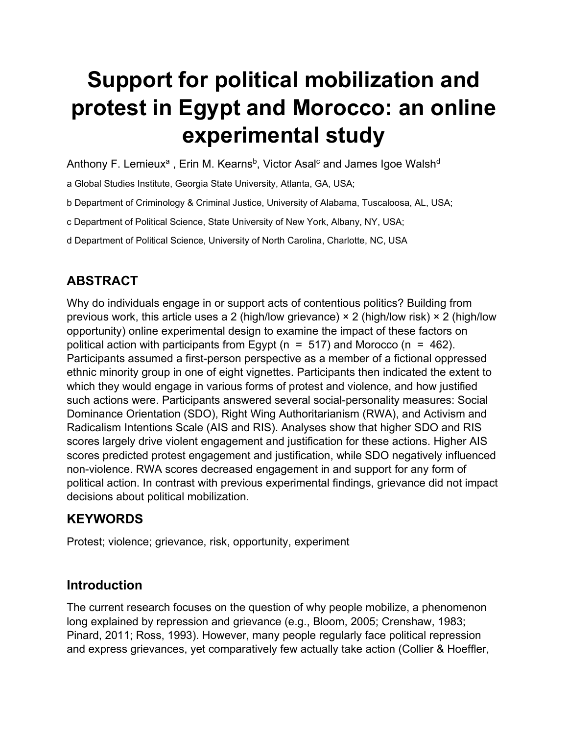# Support for political mobilization and protest in Egypt and Morocco: an online experimental study

Anthony F. Lemieux[a] , Erin M. Kearns[b], Victor Asal[c] and James Igoe Walsh[d]

a Global Studies Institute, Georgia State University, Atlanta, GA, USA;

b Department of Criminology & Criminal Justice, University of Alabama, Tuscaloosa, AL, USA;

c Department of Political Science, State University of New York, Albany, NY, USA;

d Department of Political Science, University of North Carolina, Charlotte, NC, USA

## ABSTRACT

Why do individuals engage in or support acts of contentious politics? Building from previous work, this article uses a 2 (high/low grievance) × 2 (high/low risk) × 2 (high/low opportunity) online experimental design to examine the impact of these factors on political action with participants from Egypt (n = 517) and Morocco (n = 462). Participants assumed a first-person perspective as a member of a fictional oppressed ethnic minority group in one of eight vignettes. Participants then indicated the extent to which they would engage in various forms of protest and violence, and how justified such actions were. Participants answered several social-personality measures: Social Dominance Orientation (SDO), Right Wing Authoritarianism (RWA), and Activism and Radicalism Intentions Scale (AIS and RIS). Analyses show that higher SDO and RIS scores largely drive violent engagement and justification for these actions. Higher AIS scores predicted protest engagement and justification, while SDO negatively influenced non-violence. RWA scores decreased engagement in and support for any form of political action. In contrast with previous experimental findings, grievance did not impact decisions about political mobilization.

## KEYWORDS

Protest; violence; grievance, risk, opportunity, experiment

## Introduction

The current research focuses on the question of why people mobilize, a phenomenon long explained by repression and grievance (e.g., Bloom, 2005; Crenshaw, 1983; Pinard, 2011; Ross, 1993). However, many people regularly face political repression and express grievances, yet comparatively few actually take action (Collier & Hoeffler,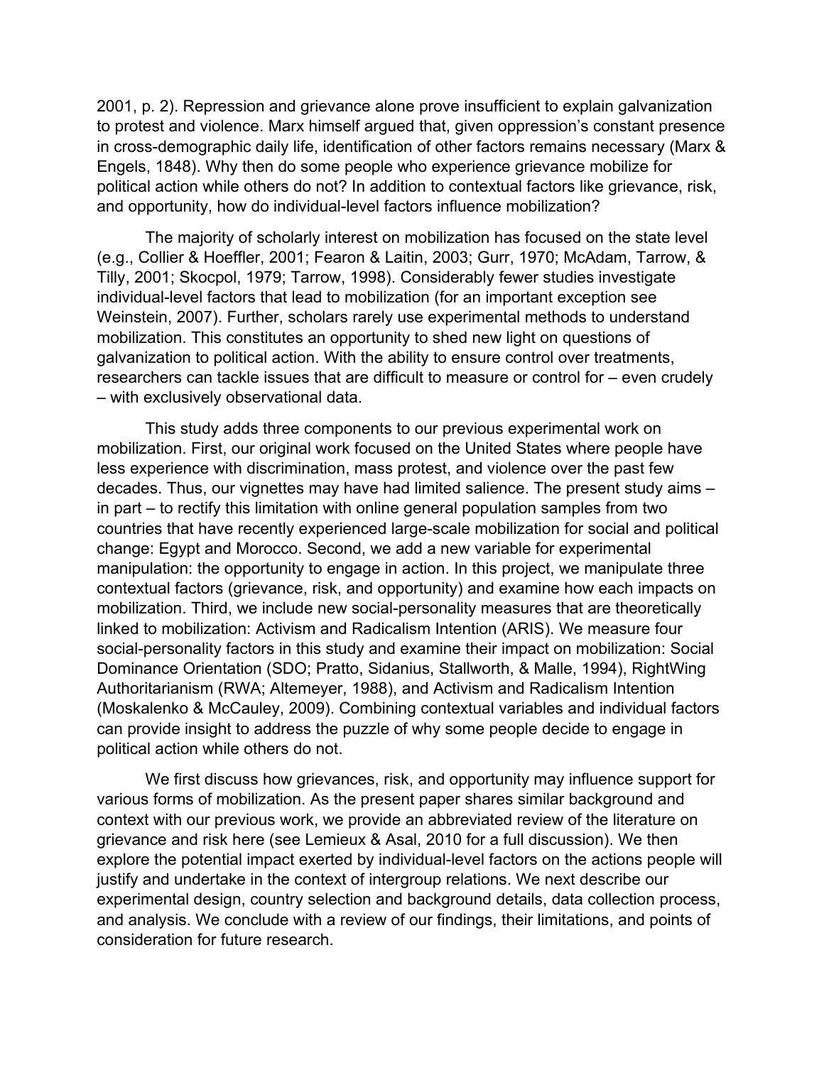2001, p. 2). Repression and grievance alone prove insufficient to explain galvanization to protest and violence. Marx himself argued that, given oppression's constant presence in cross-demographic daily life, identification of other factors remains necessary (Marx & Engels, 1848). Why then do some people who experience grievance mobilize for political action while others do not? In addition to contextual factors like grievance, risk, and opportunity, how do individual-level factors influence mobilization?

The majority of scholarly interest on mobilization has focused on the state level (e.g., Collier & Hoeffler, 2001; Fearon & Laitin, 2003; Gurr, 1970; McAdam, Tarrow, & Tilly, 2001; Skocpol, 1979; Tarrow, 1998). Considerably fewer studies investigate individual-level factors that lead to mobilization (for an important exception see Weinstein, 2007). Further, scholars rarely use experimental methods to understand mobilization. This constitutes an opportunity to shed new light on questions of galvanization to political action. With the ability to ensure control over treatments, researchers can tackle issues that are difficult to measure or control for – even crudely – with exclusively observational data.

This study adds three components to our previous experimental work on mobilization. First, our original work focused on the United States where people have less experience with discrimination, mass protest, and violence over the past few decades. Thus, our vignettes may have had limited salience. The present study aims – in part – to rectify this limitation with online general population samples from two countries that have recently experienced large-scale mobilization for social and political change: Egypt and Morocco. Second, we add a new variable for experimental manipulation: the opportunity to engage in action. In this project, we manipulate three contextual factors (grievance, risk, and opportunity) and examine how each impacts on mobilization. Third, we include new social-personality measures that are theoretically linked to mobilization: Activism and Radicalism Intention (ARIS). We measure four social-personality factors in this study and examine their impact on mobilization: Social Dominance Orientation (SDO; Pratto, Sidanius, Stallworth, & Malle, 1994), RightWing Authoritarianism (RWA; Altemeyer, 1988), and Activism and Radicalism Intention (Moskalenko & McCauley, 2009). Combining contextual variables and individual factors can provide insight to address the puzzle of why some people decide to engage in political action while others do not.

We first discuss how grievances, risk, and opportunity may influence support for various forms of mobilization. As the present paper shares similar background and context with our previous work, we provide an abbreviated review of the literature on grievance and risk here (see Lemieux & Asal, 2010 for a full discussion). We then explore the potential impact exerted by individual-level factors on the actions people will justify and undertake in the context of intergroup relations. We next describe our experimental design, country selection and background details, data collection process, and analysis. We conclude with a review of our findings, their limitations, and points of consideration for future research.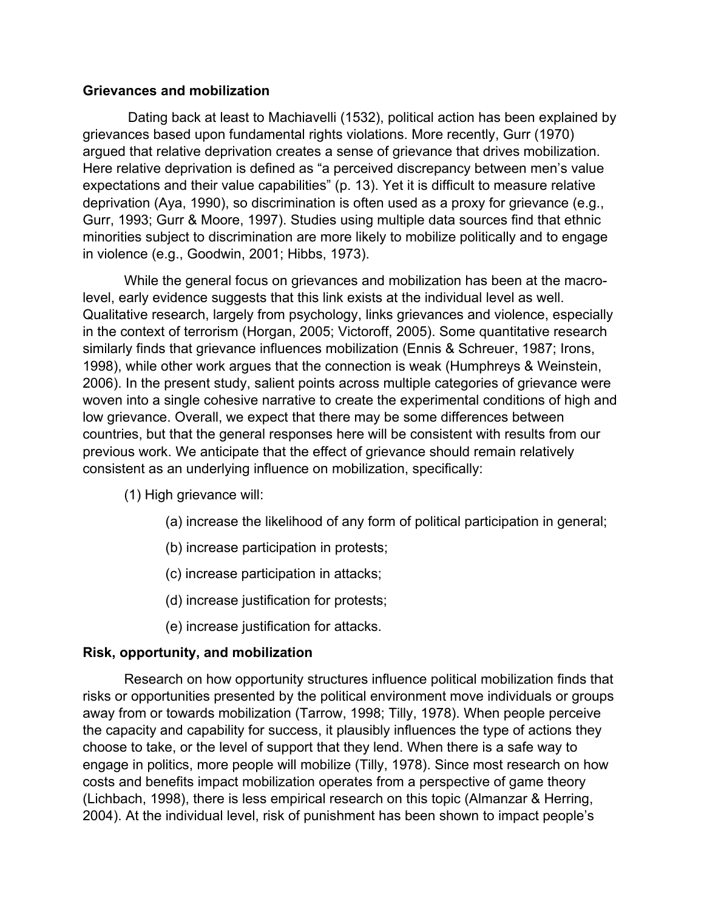**Grievances and mobilization**

Dating back at least to Machiavelli (1532), political action has been explained by grievances based upon fundamental rights violations. More recently, Gurr (1970) argued that relative deprivation creates a sense of grievance that drives mobilization. Here relative deprivation is defined as "a perceived discrepancy between men's value expectations and their value capabilities" (p. 13). Yet it is difficult to measure relative deprivation (Aya, 1990), so discrimination is often used as a proxy for grievance (e.g., Gurr, 1993; Gurr & Moore, 1997). Studies using multiple data sources find that ethnic minorities subject to discrimination are more likely to mobilize politically and to engage in violence (e.g., Goodwin, 2001; Hibbs, 1973).

While the general focus on grievances and mobilization has been at the macro-level, early evidence suggests that this link exists at the individual level as well. Qualitative research, largely from psychology, links grievances and violence, especially in the context of terrorism (Horgan, 2005; Victoroff, 2005). Some quantitative research similarly finds that grievance influences mobilization (Ennis & Schreuer, 1987; Irons, 1998), while other work argues that the connection is weak (Humphreys & Weinstein, 2006). In the present study, salient points across multiple categories of grievance were woven into a single cohesive narrative to create the experimental conditions of high and low grievance. Overall, we expect that there may be some differences between countries, but that the general responses here will be consistent with results from our previous work. We anticipate that the effect of grievance should remain relatively consistent as an underlying influence on mobilization, specifically:

(1) High grievance will:

- (a) increase the likelihood of any form of political participation in general;
- (b) increase participation in protests;
- (c) increase participation in attacks;
- (d) increase justification for protests;
- (e) increase justification for attacks.

**Risk, opportunity, and mobilization**

Research on how opportunity structures influence political mobilization finds that risks or opportunities presented by the political environment move individuals or groups away from or towards mobilization (Tarrow, 1998; Tilly, 1978). When people perceive the capacity and capability for success, it plausibly influences the type of actions they choose to take, or the level of support that they lend. When there is a safe way to engage in politics, more people will mobilize (Tilly, 1978). Since most research on how costs and benefits impact mobilization operates from a perspective of game theory (Lichbach, 1998), there is less empirical research on this topic (Almanzar & Herring, 2004). At the individual level, risk of punishment has been shown to impact people's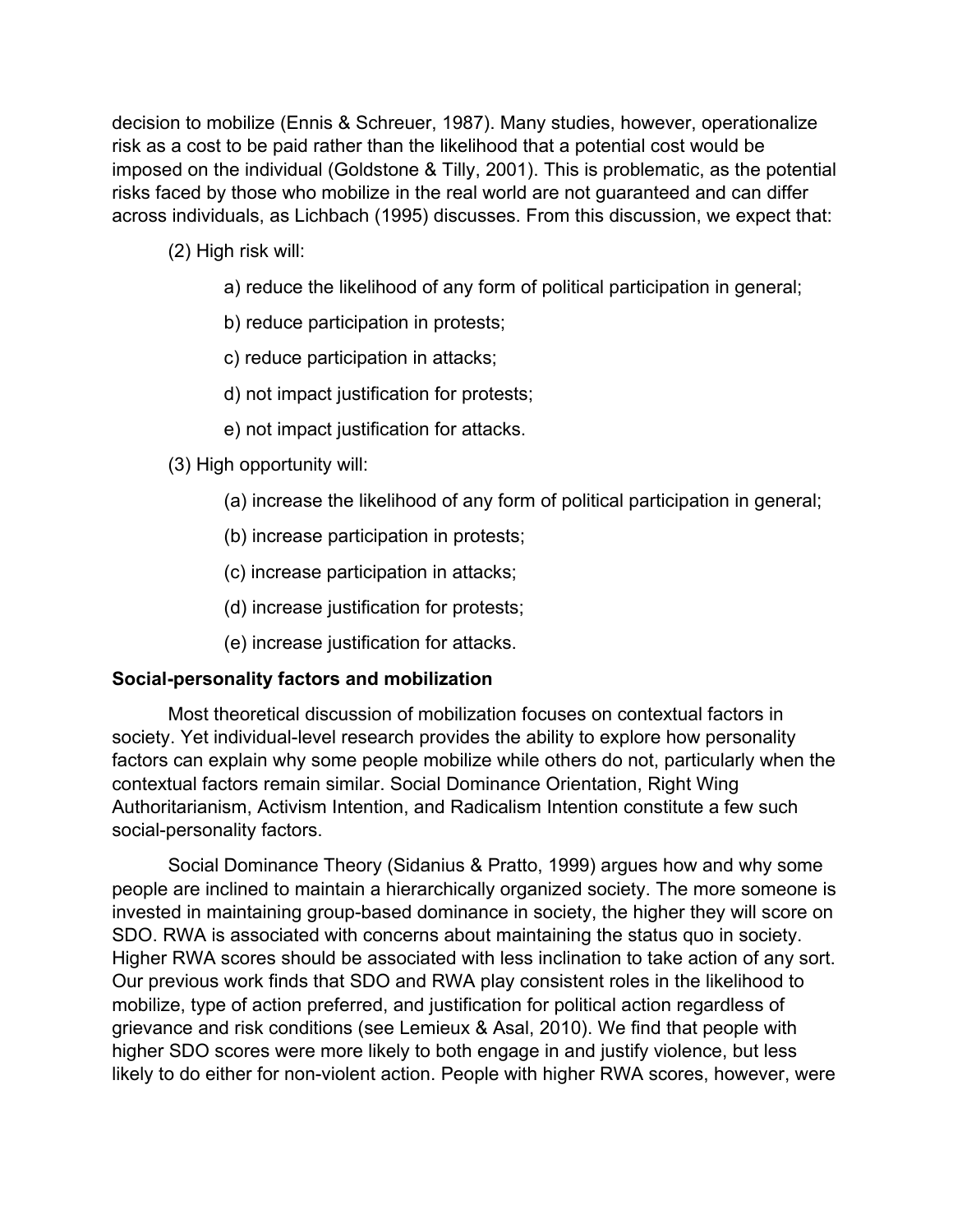decision to mobilize (Ennis & Schreuer, 1987). Many studies, however, operationalize risk as a cost to be paid rather than the likelihood that a potential cost would be imposed on the individual (Goldstone & Tilly, 2001). This is problematic, as the potential risks faced by those who mobilize in the real world are not guaranteed and can differ across individuals, as Lichbach (1995) discusses. From this discussion, we expect that:

(2) High risk will:

a) reduce the likelihood of any form of political participation in general;

b) reduce participation in protests;

c) reduce participation in attacks;

d) not impact justification for protests;

e) not impact justification for attacks.

(3) High opportunity will:

(a) increase the likelihood of any form of political participation in general;

(b) increase participation in protests;

(c) increase participation in attacks;

(d) increase justification for protests;

(e) increase justification for attacks.

**Social-personality factors and mobilization**

Most theoretical discussion of mobilization focuses on contextual factors in society. Yet individual-level research provides the ability to explore how personality factors can explain why some people mobilize while others do not, particularly when the contextual factors remain similar. Social Dominance Orientation, Right Wing Authoritarianism, Activism Intention, and Radicalism Intention constitute a few such social-personality factors.

Social Dominance Theory (Sidanius & Pratto, 1999) argues how and why some people are inclined to maintain a hierarchically organized society. The more someone is invested in maintaining group-based dominance in society, the higher they will score on SDO. RWA is associated with concerns about maintaining the status quo in society. Higher RWA scores should be associated with less inclination to take action of any sort. Our previous work finds that SDO and RWA play consistent roles in the likelihood to mobilize, type of action preferred, and justification for political action regardless of grievance and risk conditions (see Lemieux & Asal, 2010). We find that people with higher SDO scores were more likely to both engage in and justify violence, but less likely to do either for non-violent action. People with higher RWA scores, however, were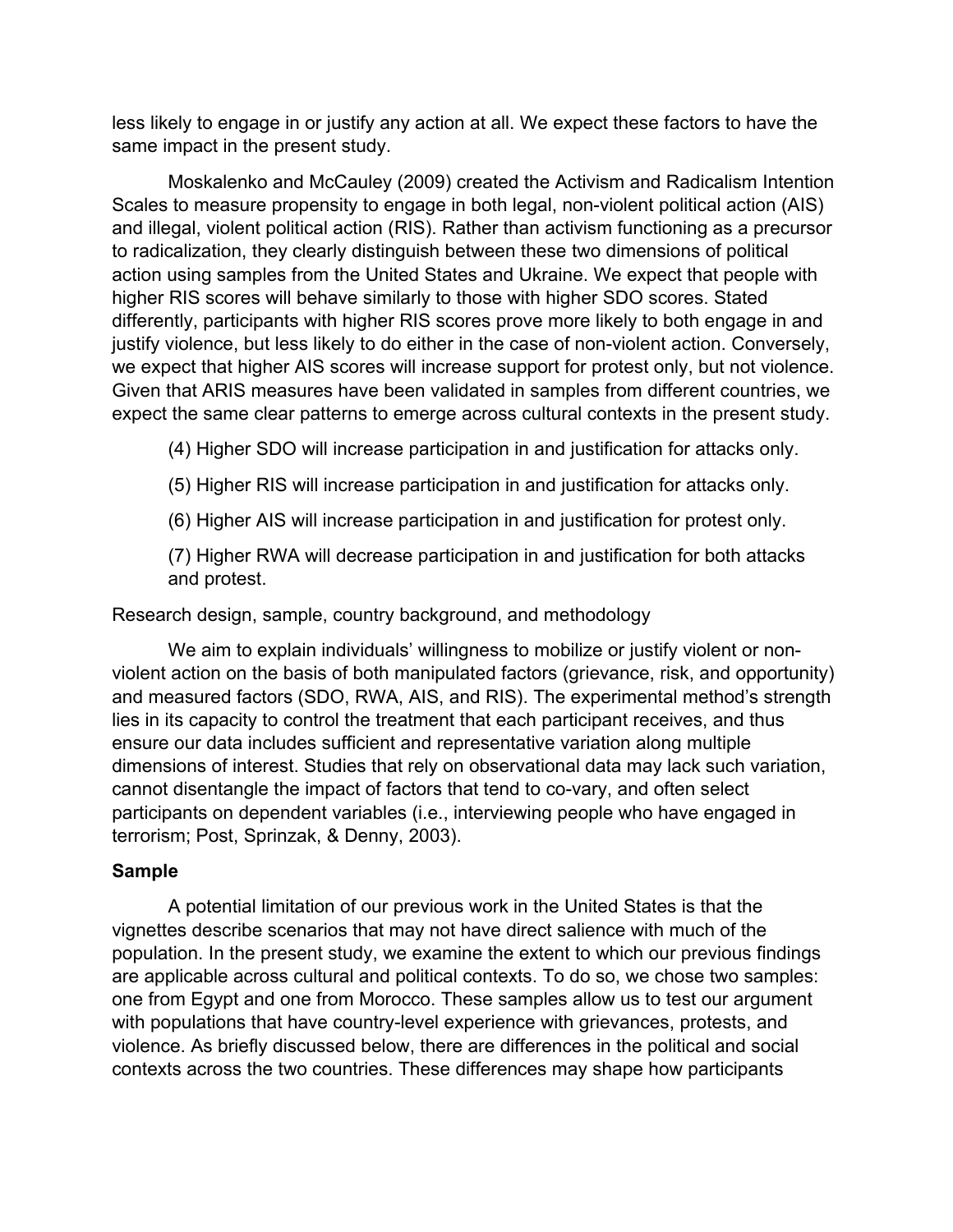less likely to engage in or justify any action at all. We expect these factors to have the same impact in the present study.

Moskalenko and McCauley (2009) created the Activism and Radicalism Intention Scales to measure propensity to engage in both legal, non-violent political action (AIS) and illegal, violent political action (RIS). Rather than activism functioning as a precursor to radicalization, they clearly distinguish between these two dimensions of political action using samples from the United States and Ukraine. We expect that people with higher RIS scores will behave similarly to those with higher SDO scores. Stated differently, participants with higher RIS scores prove more likely to both engage in and justify violence, but less likely to do either in the case of non-violent action. Conversely, we expect that higher AIS scores will increase support for protest only, but not violence. Given that ARIS measures have been validated in samples from different countries, we expect the same clear patterns to emerge across cultural contexts in the present study.

(4) Higher SDO will increase participation in and justification for attacks only.

(5) Higher RIS will increase participation in and justification for attacks only.

(6) Higher AIS will increase participation in and justification for protest only.

(7) Higher RWA will decrease participation in and justification for both attacks and protest.

Research design, sample, country background, and methodology

We aim to explain individuals' willingness to mobilize or justify violent or non-violent action on the basis of both manipulated factors (grievance, risk, and opportunity) and measured factors (SDO, RWA, AIS, and RIS). The experimental method's strength lies in its capacity to control the treatment that each participant receives, and thus ensure our data includes sufficient and representative variation along multiple dimensions of interest. Studies that rely on observational data may lack such variation, cannot disentangle the impact of factors that tend to co-vary, and often select participants on dependent variables (i.e., interviewing people who have engaged in terrorism; Post, Sprinzak, & Denny, 2003).

**Sample**

A potential limitation of our previous work in the United States is that the vignettes describe scenarios that may not have direct salience with much of the population. In the present study, we examine the extent to which our previous findings are applicable across cultural and political contexts. To do so, we chose two samples: one from Egypt and one from Morocco. These samples allow us to test our argument with populations that have country-level experience with grievances, protests, and violence. As briefly discussed below, there are differences in the political and social contexts across the two countries. These differences may shape how participants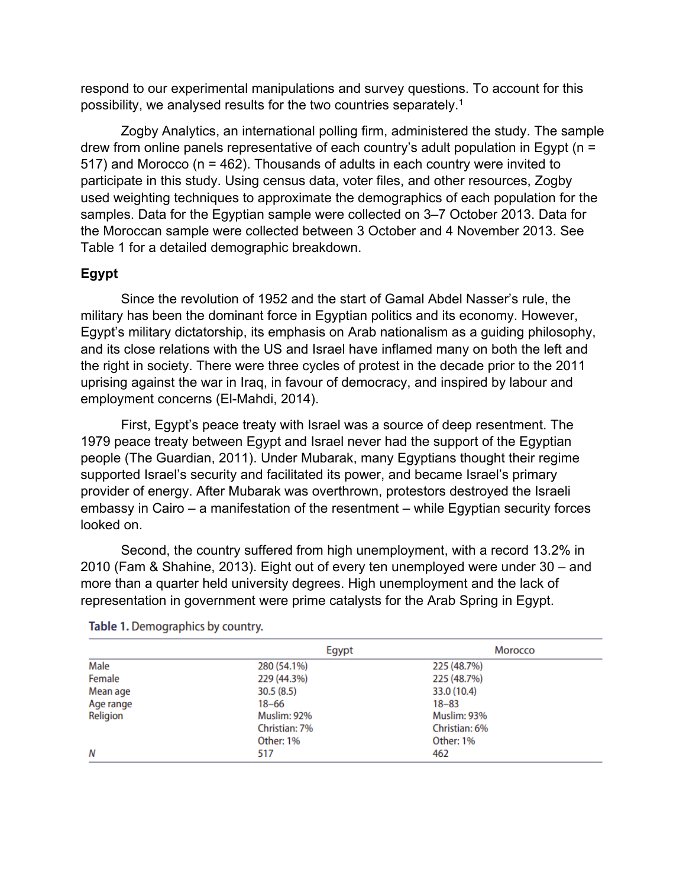respond to our experimental manipulations and survey questions. To account for this possibility, we analysed results for the two countries separately.[1]

Zogby Analytics, an international polling firm, administered the study. The sample drew from online panels representative of each country's adult population in Egypt (n = 517) and Morocco (n = 462). Thousands of adults in each country were invited to participate in this study. Using census data, voter files, and other resources, Zogby used weighting techniques to approximate the demographics of each population for the samples. Data for the Egyptian sample were collected on 3–7 October 2013. Data for the Moroccan sample were collected between 3 October and 4 November 2013. See Table 1 for a detailed demographic breakdown.

**Egypt**

Since the revolution of 1952 and the start of Gamal Abdel Nasser's rule, the military has been the dominant force in Egyptian politics and its economy. However, Egypt's military dictatorship, its emphasis on Arab nationalism as a guiding philosophy, and its close relations with the US and Israel have inflamed many on both the left and the right in society. There were three cycles of protest in the decade prior to the 2011 uprising against the war in Iraq, in favour of democracy, and inspired by labour and employment concerns (El-Mahdi, 2014).

First, Egypt's peace treaty with Israel was a source of deep resentment. The 1979 peace treaty between Egypt and Israel never had the support of the Egyptian people (The Guardian, 2011). Under Mubarak, many Egyptians thought their regime supported Israel's security and facilitated its power, and became Israel's primary provider of energy. After Mubarak was overthrown, protestors destroyed the Israeli embassy in Cairo – a manifestation of the resentment – while Egyptian security forces looked on.

Second, the country suffered from high unemployment, with a record 13.2% in 2010 (Fam & Shahine, 2013). Eight out of every ten unemployed were under 30 – and more than a quarter held university degrees. High unemployment and the lack of representation in government were prime catalysts for the Arab Spring in Egypt.

**Table 1.** Demographics by country.

| | Egypt | Morocco |
|---|---|---|
| Male | 280 (54.1%) | 225 (48.7%) |
| Female | 229 (44.3%) | 225 (48.7%) |
| Mean age | 30.5 (8.5) | 33.0 (10.4) |
| Age range | 18–66 | 18–83 |
| Religion | Muslim: 92% | Muslim: 93% |
| | Christian: 7% | Christian: 6% |
| | Other: 1% | Other: 1% |
| *N* | 517 | 462 |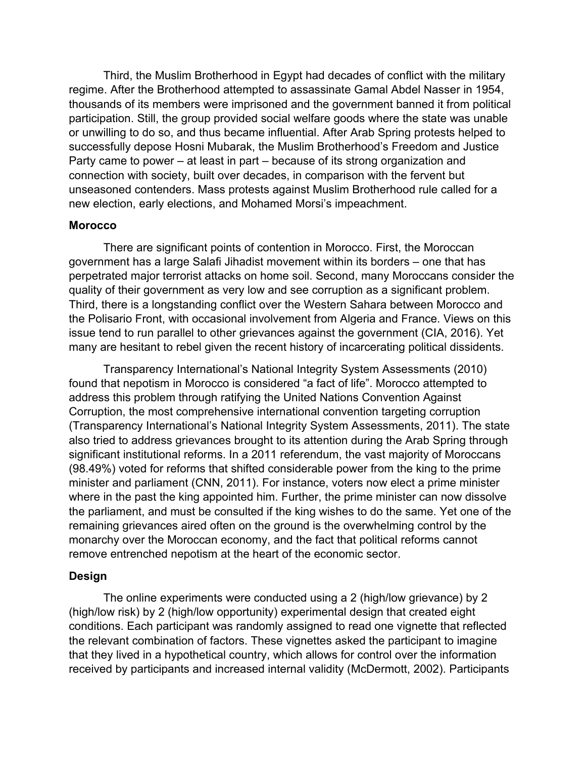Third, the Muslim Brotherhood in Egypt had decades of conflict with the military regime. After the Brotherhood attempted to assassinate Gamal Abdel Nasser in 1954, thousands of its members were imprisoned and the government banned it from political participation. Still, the group provided social welfare goods where the state was unable or unwilling to do so, and thus became influential. After Arab Spring protests helped to successfully depose Hosni Mubarak, the Muslim Brotherhood's Freedom and Justice Party came to power – at least in part – because of its strong organization and connection with society, built over decades, in comparison with the fervent but unseasoned contenders. Mass protests against Muslim Brotherhood rule called for a new election, early elections, and Mohamed Morsi's impeachment.

**Morocco**

There are significant points of contention in Morocco. First, the Moroccan government has a large Salafi Jihadist movement within its borders – one that has perpetrated major terrorist attacks on home soil. Second, many Moroccans consider the quality of their government as very low and see corruption as a significant problem. Third, there is a longstanding conflict over the Western Sahara between Morocco and the Polisario Front, with occasional involvement from Algeria and France. Views on this issue tend to run parallel to other grievances against the government (CIA, 2016). Yet many are hesitant to rebel given the recent history of incarcerating political dissidents.

Transparency International's National Integrity System Assessments (2010) found that nepotism in Morocco is considered "a fact of life". Morocco attempted to address this problem through ratifying the United Nations Convention Against Corruption, the most comprehensive international convention targeting corruption (Transparency International's National Integrity System Assessments, 2011). The state also tried to address grievances brought to its attention during the Arab Spring through significant institutional reforms. In a 2011 referendum, the vast majority of Moroccans (98.49%) voted for reforms that shifted considerable power from the king to the prime minister and parliament (CNN, 2011). For instance, voters now elect a prime minister where in the past the king appointed him. Further, the prime minister can now dissolve the parliament, and must be consulted if the king wishes to do the same. Yet one of the remaining grievances aired often on the ground is the overwhelming control by the monarchy over the Moroccan economy, and the fact that political reforms cannot remove entrenched nepotism at the heart of the economic sector.

**Design**

The online experiments were conducted using a 2 (high/low grievance) by 2 (high/low risk) by 2 (high/low opportunity) experimental design that created eight conditions. Each participant was randomly assigned to read one vignette that reflected the relevant combination of factors. These vignettes asked the participant to imagine that they lived in a hypothetical country, which allows for control over the information received by participants and increased internal validity (McDermott, 2002). Participants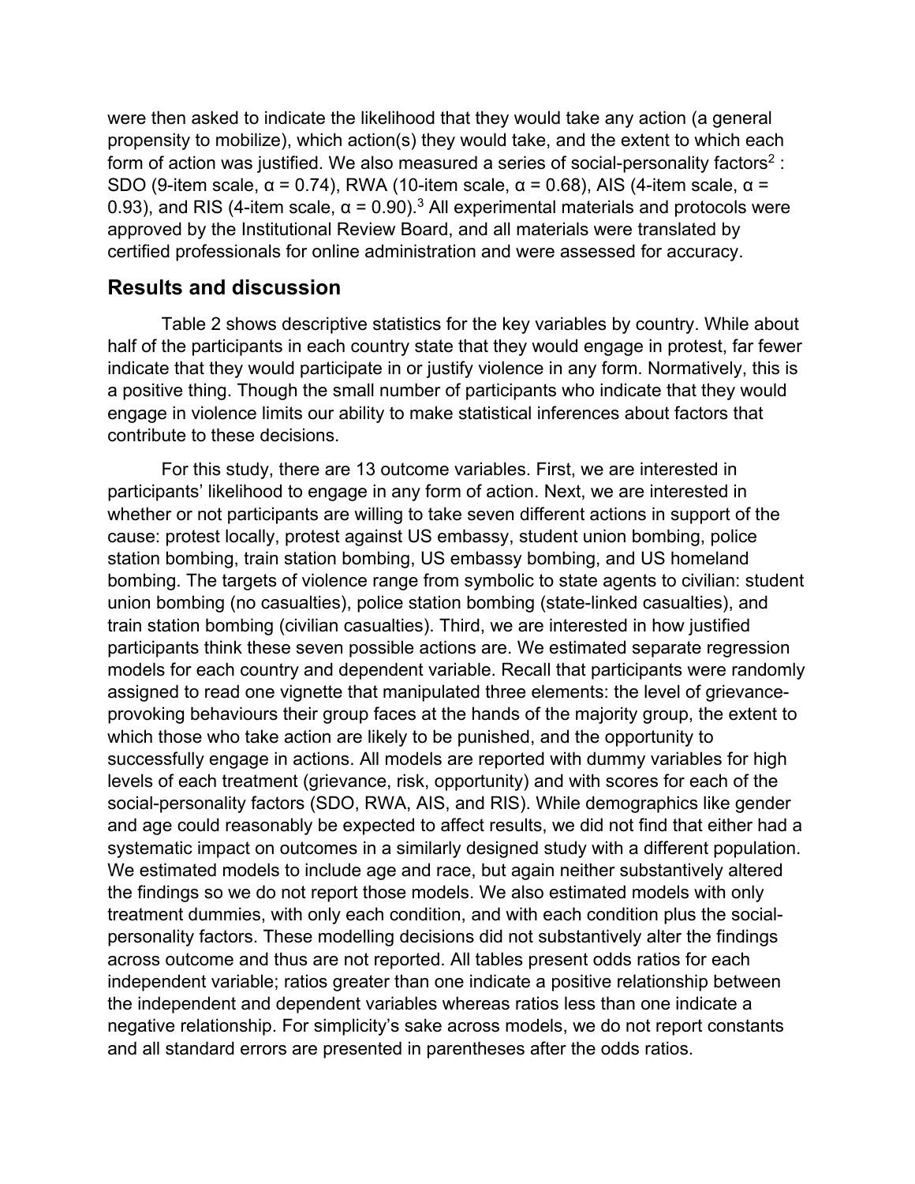were then asked to indicate the likelihood that they would take any action (a general propensity to mobilize), which action(s) they would take, and the extent to which each form of action was justified. We also measured a series of social-personality factors[2] : SDO (9-item scale, α = 0.74), RWA (10-item scale, α = 0.68), AIS (4-item scale, α = 0.93), and RIS (4-item scale, α = 0.90).[3] All experimental materials and protocols were approved by the Institutional Review Board, and all materials were translated by certified professionals for online administration and were assessed for accuracy.

## Results and discussion

Table 2 shows descriptive statistics for the key variables by country. While about half of the participants in each country state that they would engage in protest, far fewer indicate that they would participate in or justify violence in any form. Normatively, this is a positive thing. Though the small number of participants who indicate that they would engage in violence limits our ability to make statistical inferences about factors that contribute to these decisions.

For this study, there are 13 outcome variables. First, we are interested in participants' likelihood to engage in any form of action. Next, we are interested in whether or not participants are willing to take seven different actions in support of the cause: protest locally, protest against US embassy, student union bombing, police station bombing, train station bombing, US embassy bombing, and US homeland bombing. The targets of violence range from symbolic to state agents to civilian: student union bombing (no casualties), police station bombing (state-linked casualties), and train station bombing (civilian casualties). Third, we are interested in how justified participants think these seven possible actions are. We estimated separate regression models for each country and dependent variable. Recall that participants were randomly assigned to read one vignette that manipulated three elements: the level of grievance-provoking behaviours their group faces at the hands of the majority group, the extent to which those who take action are likely to be punished, and the opportunity to successfully engage in actions. All models are reported with dummy variables for high levels of each treatment (grievance, risk, opportunity) and with scores for each of the social-personality factors (SDO, RWA, AIS, and RIS). While demographics like gender and age could reasonably be expected to affect results, we did not find that either had a systematic impact on outcomes in a similarly designed study with a different population. We estimated models to include age and race, but again neither substantively altered the findings so we do not report those models. We also estimated models with only treatment dummies, with only each condition, and with each condition plus the social-personality factors. These modelling decisions did not substantively alter the findings across outcome and thus are not reported. All tables present odds ratios for each independent variable; ratios greater than one indicate a positive relationship between the independent and dependent variables whereas ratios less than one indicate a negative relationship. For simplicity's sake across models, we do not report constants and all standard errors are presented in parentheses after the odds ratios.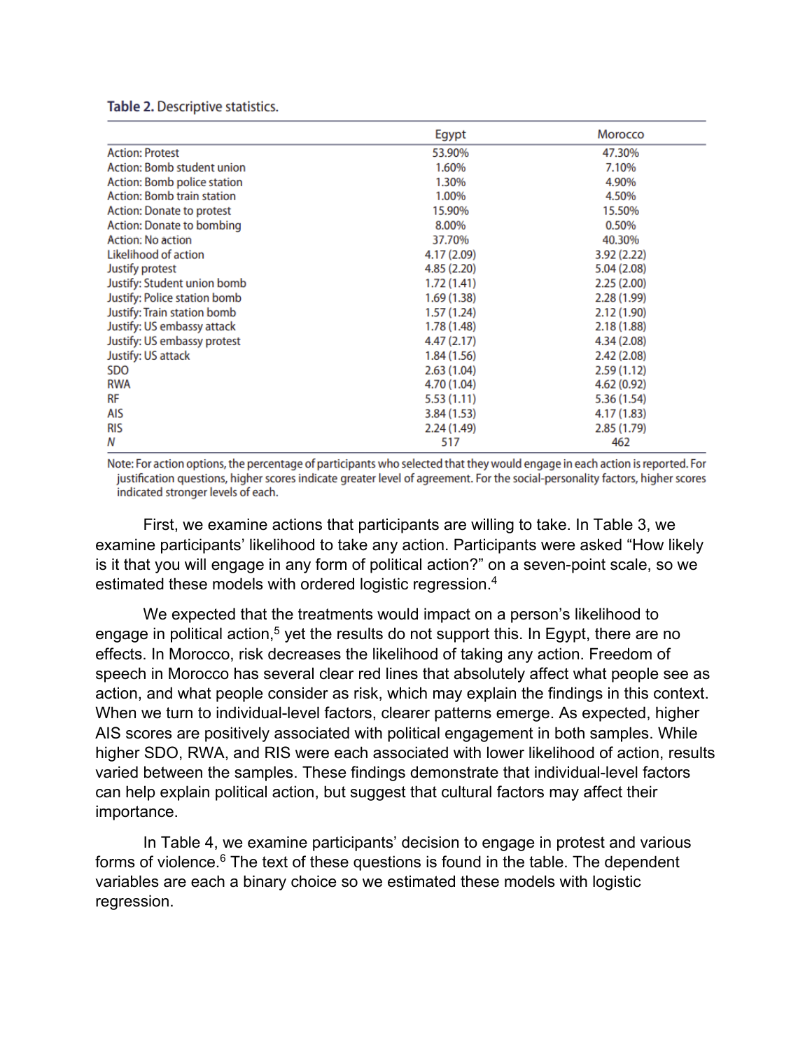**Table 2.** Descriptive statistics.

| | Egypt | Morocco |
|---|---|---|
| Action: Protest | 53.90% | 47.30% |
| Action: Bomb student union | 1.60% | 7.10% |
| Action: Bomb police station | 1.30% | 4.90% |
| Action: Bomb train station | 1.00% | 4.50% |
| Action: Donate to protest | 15.90% | 15.50% |
| Action: Donate to bombing | 8.00% | 0.50% |
| Action: No action | 37.70% | 40.30% |
| Likelihood of action | 4.17 (2.09) | 3.92 (2.22) |
| Justify protest | 4.85 (2.20) | 5.04 (2.08) |
| Justify: Student union bomb | 1.72 (1.41) | 2.25 (2.00) |
| Justify: Police station bomb | 1.69 (1.38) | 2.28 (1.99) |
| Justify: Train station bomb | 1.57 (1.24) | 2.12 (1.90) |
| Justify: US embassy attack | 1.78 (1.48) | 2.18 (1.88) |
| Justify: US embassy protest | 4.47 (2.17) | 4.34 (2.08) |
| Justify: US attack | 1.84 (1.56) | 2.42 (2.08) |
| SDO | 2.63 (1.04) | 2.59 (1.12) |
| RWA | 4.70 (1.04) | 4.62 (0.92) |
| RF | 5.53 (1.11) | 5.36 (1.54) |
| AIS | 3.84 (1.53) | 4.17 (1.83) |
| RIS | 2.24 (1.49) | 2.85 (1.79) |
| *N* | 517 | 462 |

Note: For action options, the percentage of participants who selected that they would engage in each action is reported. For justification questions, higher scores indicate greater level of agreement. For the social-personality factors, higher scores indicated stronger levels of each.

First, we examine actions that participants are willing to take. In Table 3, we examine participants' likelihood to take any action. Participants were asked "How likely is it that you will engage in any form of political action?" on a seven-point scale, so we estimated these models with ordered logistic regression.[4]

We expected that the treatments would impact on a person's likelihood to engage in political action,[5] yet the results do not support this. In Egypt, there are no effects. In Morocco, risk decreases the likelihood of taking any action. Freedom of speech in Morocco has several clear red lines that absolutely affect what people see as action, and what people consider as risk, which may explain the findings in this context. When we turn to individual-level factors, clearer patterns emerge. As expected, higher AIS scores are positively associated with political engagement in both samples. While higher SDO, RWA, and RIS were each associated with lower likelihood of action, results varied between the samples. These findings demonstrate that individual-level factors can help explain political action, but suggest that cultural factors may affect their importance.

In Table 4, we examine participants' decision to engage in protest and various forms of violence.[6] The text of these questions is found in the table. The dependent variables are each a binary choice so we estimated these models with logistic regression.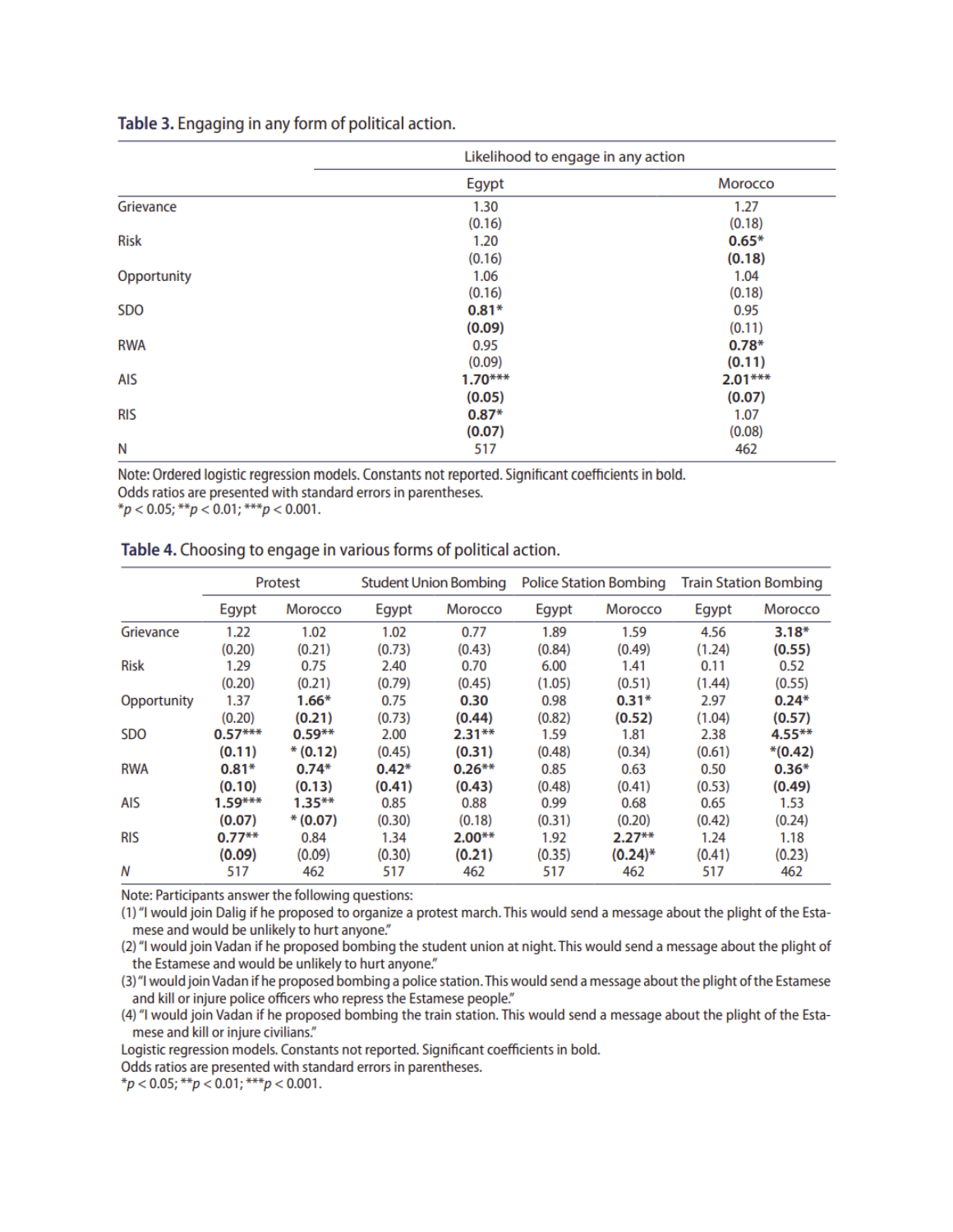**Table 3.** Engaging in any form of political action.

| | Likelihood to engage in any action | |
|---|---|---|
| | Egypt | Morocco |
| Grievance | 1.30 | 1.27 |
| | (0.16) | (0.18) |
| Risk | 1.20 | **0.65*** |
| | (0.16) | **(0.18)** |
| Opportunity | 1.06 | 1.04 |
| | (0.16) | (0.18) |
| SDO | **0.81*** | 0.95 |
| | **(0.09)** | (0.11) |
| RWA | 0.95 | **0.78*** |
| | (0.09) | **(0.11)** |
| AIS | **1.70***** | **2.01***** |
| | **(0.05)** | **(0.07)** |
| RIS | **0.87*** | 1.07 |
| | **(0.07)** | (0.08) |
| N | 517 | 462 |

Note: Ordered logistic regression models. Constants not reported. Significant coefficients in bold.
Odds ratios are presented with standard errors in parentheses.
*$p < 0.05$; **$p < 0.01$; ***$p < 0.001$.

**Table 4.** Choosing to engage in various forms of political action.

| | Protest | | Student Union Bombing | | Police Station Bombing | | Train Station Bombing | |
|---|---|---|---|---|---|---|---|---|
| | Egypt | Morocco | Egypt | Morocco | Egypt | Morocco | Egypt | Morocco |
| Grievance | 1.22 | 1.02 | 1.02 | 0.77 | 1.89 | 1.59 | 4.56 | **3.18*** |
| | (0.20) | (0.21) | (0.73) | (0.43) | (0.84) | (0.49) | (1.24) | **(0.55)** |
| Risk | 1.29 | 0.75 | 2.40 | 0.70 | 6.00 | 1.41 | 0.11 | 0.52 |
| | (0.20) | (0.21) | (0.79) | (0.45) | (1.05) | (0.51) | (1.44) | (0.55) |
| Opportunity | 1.37 | **1.66*** | 0.75 | **0.30** | 0.98 | **0.31*** | 2.97 | **0.24*** |
| | (0.20) | **(0.21)** | (0.73) | **(0.44)** | (0.82) | **(0.52)** | (1.04) | **(0.57)** |
| SDO | **0.57***** | **0.59**** | 2.00 | **2.31**** | 1.59 | 1.81 | 2.38 | **4.55**** |
| | **(0.11)** | **\* (0.12)** | (0.45) | **(0.31)** | (0.48) | (0.34) | (0.61) | **\*(0.42)** |
| RWA | **0.81*** | **0.74*** | **0.42*** | **0.26**** | 0.85 | 0.63 | 0.50 | **0.36*** |
| | **(0.10)** | **(0.13)** | **(0.41)** | **(0.43)** | (0.48) | (0.41) | (0.53) | **(0.49)** |
| AIS | **1.59***** | **1.35**** | 0.85 | 0.88 | 0.99 | 0.68 | 0.65 | 1.53 |
| | **(0.07)** | **\* (0.07)** | (0.30) | (0.18) | (0.31) | (0.20) | (0.42) | (0.24) |
| RIS | **0.77**** | 0.84 | 1.34 | **2.00**** | 1.92 | **2.27**** | 1.24 | 1.18 |
| | **(0.09)** | (0.09) | (0.30) | **(0.21)** | (0.35) | **(0.24)*** | (0.41) | (0.23) |
| *N* | 517 | 462 | 517 | 462 | 517 | 462 | 517 | 462 |

Note: Participants answer the following questions:
(1) "I would join Dalig if he proposed to organize a protest march. This would send a message about the plight of the Estamese and would be unlikely to hurt anyone."
(2) "I would join Vadan if he proposed bombing the student union at night. This would send a message about the plight of the Estamese and would be unlikely to hurt anyone."
(3) "I would join Vadan if he proposed bombing a police station. This would send a message about the plight of the Estamese and kill or injure police officers who repress the Estamese people."
(4) "I would join Vadan if he proposed bombing the train station. This would send a message about the plight of the Estamese and kill or injure civilians."
Logistic regression models. Constants not reported. Significant coefficients in bold.
Odds ratios are presented with standard errors in parentheses.
*$p < 0.05$; **$p < 0.01$; ***$p < 0.001$.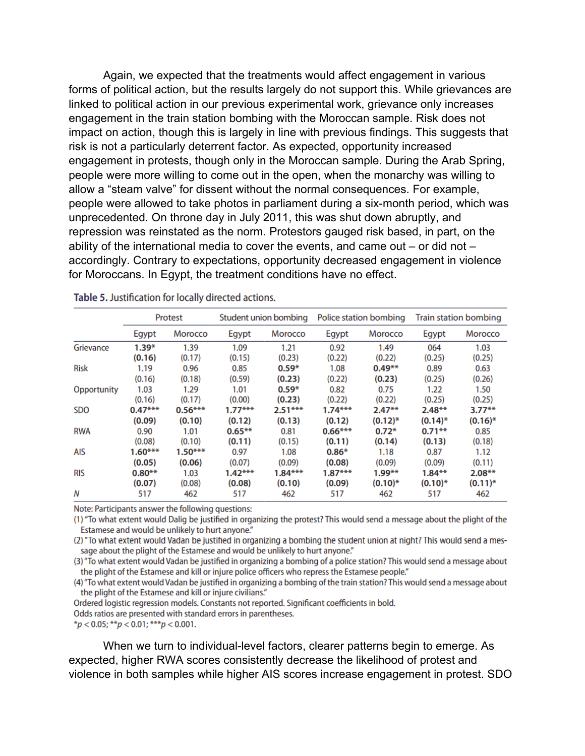Again, we expected that the treatments would affect engagement in various forms of political action, but the results largely do not support this. While grievances are linked to political action in our previous experimental work, grievance only increases engagement in the train station bombing with the Moroccan sample. Risk does not impact on action, though this is largely in line with previous findings. This suggests that risk is not a particularly deterrent factor. As expected, opportunity increased engagement in protests, though only in the Moroccan sample. During the Arab Spring, people were more willing to come out in the open, when the monarchy was willing to allow a "steam valve" for dissent without the normal consequences. For example, people were allowed to take photos in parliament during a six-month period, which was unprecedented. On throne day in July 2011, this was shut down abruptly, and repression was reinstated as the norm. Protestors gauged risk based, in part, on the ability of the international media to cover the events, and came out – or did not – accordingly. Contrary to expectations, opportunity decreased engagement in violence for Moroccans. In Egypt, the treatment conditions have no effect.

**Table 5.** Justification for locally directed actions.

| | Protest | | Student union bombing | | Police station bombing | | Train station bombing | |
|---|---|---|---|---|---|---|---|---|
| | Egypt | Morocco | Egypt | Morocco | Egypt | Morocco | Egypt | Morocco |
| Grievance | **1.39*** | 1.39 | 1.09 | 1.21 | 0.92 | 1.49 | 064 | 1.03 |
| | **(0.16)** | (0.17) | (0.15) | (0.23) | (0.22) | (0.22) | (0.25) | (0.25) |
| Risk | 1.19 | 0.96 | 0.85 | **0.59*** | 1.08 | **0.49**** | 0.89 | 0.63 |
| | (0.16) | (0.18) | (0.59) | **(0.23)** | (0.22) | **(0.23)** | (0.25) | (0.26) |
| Opportunity | 1.03 | 1.29 | 1.01 | **0.59*** | 0.82 | 0.75 | 1.22 | 1.50 |
| | (0.16) | (0.17) | (0.00) | **(0.23)** | (0.22) | (0.22) | (0.25) | (0.25) |
| SDO | **0.47***** | **0.56***** | **1.77***** | **2.51***** | **1.74***** | **2.47**** | **2.48**** | **3.77**** |
| | **(0.09)** | **(0.10)** | **(0.12)** | **(0.13)** | **(0.12)** | **(0.12)*** | **(0.14)*** | **(0.16)*** |
| RWA | 0.90 | 1.01 | **0.65**** | 0.81 | **0.66***** | **0.72*** | **0.71**** | 0.85 |
| | (0.08) | (0.10) | **(0.11)** | (0.15) | **(0.11)** | **(0.14)** | **(0.13)** | (0.18) |
| AIS | **1.60***** | **1.50***** | 0.97 | 1.08 | **0.86*** | 1.18 | 0.87 | 1.12 |
| | **(0.05)** | **(0.06)** | (0.07) | (0.09) | **(0.08)** | (0.09) | (0.09) | (0.11) |
| RIS | **0.80**** | 1.03 | **1.42***** | **1.84***** | **1.87***** | **1.99**** | **1.84**** | **2.08**** |
| | **(0.07)** | (0.08) | **(0.08)** | **(0.10)** | **(0.09)** | **(0.10)*** | **(0.10)*** | **(0.11)*** |
| *N* | 517 | 462 | 517 | 462 | 517 | 462 | 517 | 462 |

Note: Participants answer the following questions:
(1) "To what extent would Dalig be justified in organizing the protest? This would send a message about the plight of the Estamese and would be unlikely to hurt anyone."
(2) "To what extent would Vadan be justified in organizing a bombing the student union at night? This would send a message about the plight of the Estamese and would be unlikely to hurt anyone."
(3) "To what extent would Vadan be justified in organizing a bombing of a police station? This would send a message about the plight of the Estamese and kill or injure police officers who repress the Estamese people."
(4) "To what extent would Vadan be justified in organizing a bombing of the train station? This would send a message about the plight of the Estamese and kill or injure civilians."
Ordered logistic regression models. Constants not reported. Significant coefficients in bold.
Odds ratios are presented with standard errors in parentheses.
$^*p < 0.05$; $^{**}p < 0.01$; $^{***}p < 0.001$.

When we turn to individual-level factors, clearer patterns begin to emerge. As expected, higher RWA scores consistently decrease the likelihood of protest and violence in both samples while higher AIS scores increase engagement in protest. SDO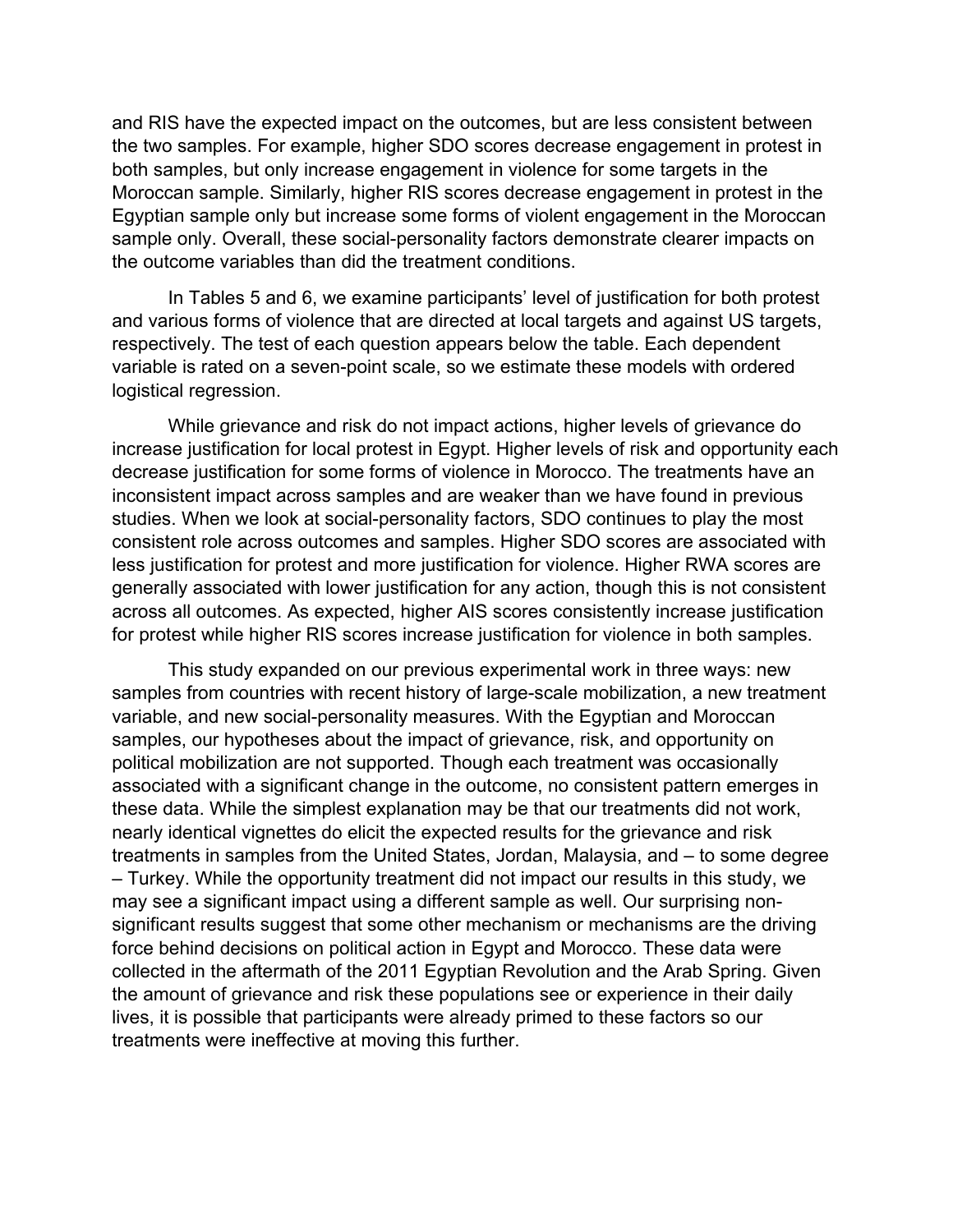and RIS have the expected impact on the outcomes, but are less consistent between the two samples. For example, higher SDO scores decrease engagement in protest in both samples, but only increase engagement in violence for some targets in the Moroccan sample. Similarly, higher RIS scores decrease engagement in protest in the Egyptian sample only but increase some forms of violent engagement in the Moroccan sample only. Overall, these social-personality factors demonstrate clearer impacts on the outcome variables than did the treatment conditions.

In Tables 5 and 6, we examine participants' level of justification for both protest and various forms of violence that are directed at local targets and against US targets, respectively. The test of each question appears below the table. Each dependent variable is rated on a seven-point scale, so we estimate these models with ordered logistical regression.

While grievance and risk do not impact actions, higher levels of grievance do increase justification for local protest in Egypt. Higher levels of risk and opportunity each decrease justification for some forms of violence in Morocco. The treatments have an inconsistent impact across samples and are weaker than we have found in previous studies. When we look at social-personality factors, SDO continues to play the most consistent role across outcomes and samples. Higher SDO scores are associated with less justification for protest and more justification for violence. Higher RWA scores are generally associated with lower justification for any action, though this is not consistent across all outcomes. As expected, higher AIS scores consistently increase justification for protest while higher RIS scores increase justification for violence in both samples.

This study expanded on our previous experimental work in three ways: new samples from countries with recent history of large-scale mobilization, a new treatment variable, and new social-personality measures. With the Egyptian and Moroccan samples, our hypotheses about the impact of grievance, risk, and opportunity on political mobilization are not supported. Though each treatment was occasionally associated with a significant change in the outcome, no consistent pattern emerges in these data. While the simplest explanation may be that our treatments did not work, nearly identical vignettes do elicit the expected results for the grievance and risk treatments in samples from the United States, Jordan, Malaysia, and – to some degree – Turkey. While the opportunity treatment did not impact our results in this study, we may see a significant impact using a different sample as well. Our surprising non-significant results suggest that some other mechanism or mechanisms are the driving force behind decisions on political action in Egypt and Morocco. These data were collected in the aftermath of the 2011 Egyptian Revolution and the Arab Spring. Given the amount of grievance and risk these populations see or experience in their daily lives, it is possible that participants were already primed to these factors so our treatments were ineffective at moving this further.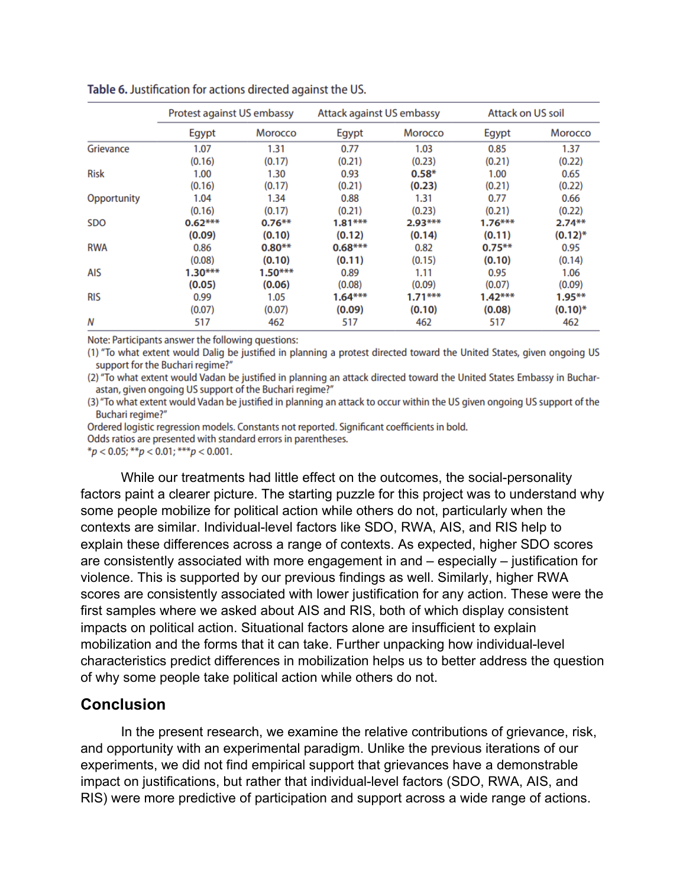**Table 6.** Justification for actions directed against the US.

| | Protest against US embassy | | Attack against US embassy | | Attack on US soil | |
|---|---|---|---|---|---|---|
| | Egypt | Morocco | Egypt | Morocco | Egypt | Morocco |
| Grievance | 1.07 | 1.31 | 0.77 | 1.03 | 0.85 | 1.37 |
| | (0.16) | (0.17) | (0.21) | (0.23) | (0.21) | (0.22) |
| Risk | 1.00 | 1.30 | 0.93 | **0.58*** | 1.00 | 0.65 |
| | (0.16) | (0.17) | (0.21) | **(0.23)** | (0.21) | (0.22) |
| Opportunity | 1.04 | 1.34 | 0.88 | 1.31 | 0.77 | 0.66 |
| | (0.16) | (0.17) | (0.21) | (0.23) | (0.21) | (0.22) |
| SDO | **0.62***** | **0.76**** | **1.81***** | **2.93***** | **1.76***** | **2.74**** |
| | **(0.09)** | **(0.10)** | **(0.12)** | **(0.14)** | **(0.11)** | **(0.12)*** |
| RWA | 0.86 | **0.80**** | **0.68***** | 0.82 | **0.75**** | 0.95 |
| | (0.08) | **(0.10)** | **(0.11)** | (0.15) | **(0.10)** | (0.14) |
| AIS | **1.30***** | **1.50***** | 0.89 | 1.11 | 0.95 | 1.06 |
| | **(0.05)** | **(0.06)** | (0.08) | (0.09) | (0.07) | (0.09) |
| RIS | 0.99 | 1.05 | **1.64***** | **1.71***** | **1.42***** | **1.95**** |
| | (0.07) | (0.07) | **(0.09)** | **(0.10)** | **(0.08)** | **(0.10)*** |
| *N* | 517 | 462 | 517 | 462 | 517 | 462 |

Note: Participants answer the following questions:
(1) "To what extent would Dalig be justified in planning a protest directed toward the United States, given ongoing US support for the Buchari regime?"
(2) "To what extent would Vadan be justified in planning an attack directed toward the United States Embassy in Bucharastan, given ongoing US support of the Buchari regime?"
(3) "To what extent would Vadan be justified in planning an attack to occur within the US given ongoing US support of the Buchari regime?"
Ordered logistic regression models. Constants not reported. Significant coefficients in bold.
Odds ratios are presented with standard errors in parentheses.
$*p < 0.05$; $**p < 0.01$; $***p < 0.001$.

While our treatments had little effect on the outcomes, the social-personality factors paint a clearer picture. The starting puzzle for this project was to understand why some people mobilize for political action while others do not, particularly when the contexts are similar. Individual-level factors like SDO, RWA, AIS, and RIS help to explain these differences across a range of contexts. As expected, higher SDO scores are consistently associated with more engagement in and – especially – justification for violence. This is supported by our previous findings as well. Similarly, higher RWA scores are consistently associated with lower justification for any action. These were the first samples where we asked about AIS and RIS, both of which display consistent impacts on political action. Situational factors alone are insufficient to explain mobilization and the forms that it can take. Further unpacking how individual-level characteristics predict differences in mobilization helps us to better address the question of why some people take political action while others do not.

## Conclusion

In the present research, we examine the relative contributions of grievance, risk, and opportunity with an experimental paradigm. Unlike the previous iterations of our experiments, we did not find empirical support that grievances have a demonstrable impact on justifications, but rather that individual-level factors (SDO, RWA, AIS, and RIS) were more predictive of participation and support across a wide range of actions.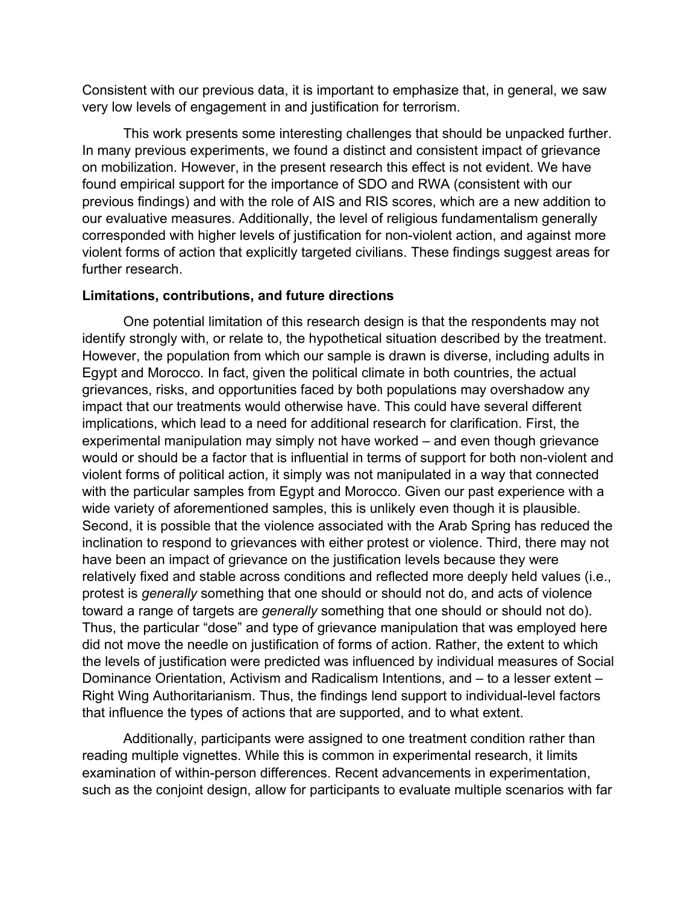Consistent with our previous data, it is important to emphasize that, in general, we saw very low levels of engagement in and justification for terrorism.

This work presents some interesting challenges that should be unpacked further. In many previous experiments, we found a distinct and consistent impact of grievance on mobilization. However, in the present research this effect is not evident. We have found empirical support for the importance of SDO and RWA (consistent with our previous findings) and with the role of AIS and RIS scores, which are a new addition to our evaluative measures. Additionally, the level of religious fundamentalism generally corresponded with higher levels of justification for non-violent action, and against more violent forms of action that explicitly targeted civilians. These findings suggest areas for further research.

**Limitations, contributions, and future directions**

One potential limitation of this research design is that the respondents may not identify strongly with, or relate to, the hypothetical situation described by the treatment. However, the population from which our sample is drawn is diverse, including adults in Egypt and Morocco. In fact, given the political climate in both countries, the actual grievances, risks, and opportunities faced by both populations may overshadow any impact that our treatments would otherwise have. This could have several different implications, which lead to a need for additional research for clarification. First, the experimental manipulation may simply not have worked – and even though grievance would or should be a factor that is influential in terms of support for both non-violent and violent forms of political action, it simply was not manipulated in a way that connected with the particular samples from Egypt and Morocco. Given our past experience with a wide variety of aforementioned samples, this is unlikely even though it is plausible. Second, it is possible that the violence associated with the Arab Spring has reduced the inclination to respond to grievances with either protest or violence. Third, there may not have been an impact of grievance on the justification levels because they were relatively fixed and stable across conditions and reflected more deeply held values (i.e., protest is *generally* something that one should or should not do, and acts of violence toward a range of targets are *generally* something that one should or should not do). Thus, the particular "dose" and type of grievance manipulation that was employed here did not move the needle on justification of forms of action. Rather, the extent to which the levels of justification were predicted was influenced by individual measures of Social Dominance Orientation, Activism and Radicalism Intentions, and – to a lesser extent – Right Wing Authoritarianism. Thus, the findings lend support to individual-level factors that influence the types of actions that are supported, and to what extent.

Additionally, participants were assigned to one treatment condition rather than reading multiple vignettes. While this is common in experimental research, it limits examination of within-person differences. Recent advancements in experimentation, such as the conjoint design, allow for participants to evaluate multiple scenarios with far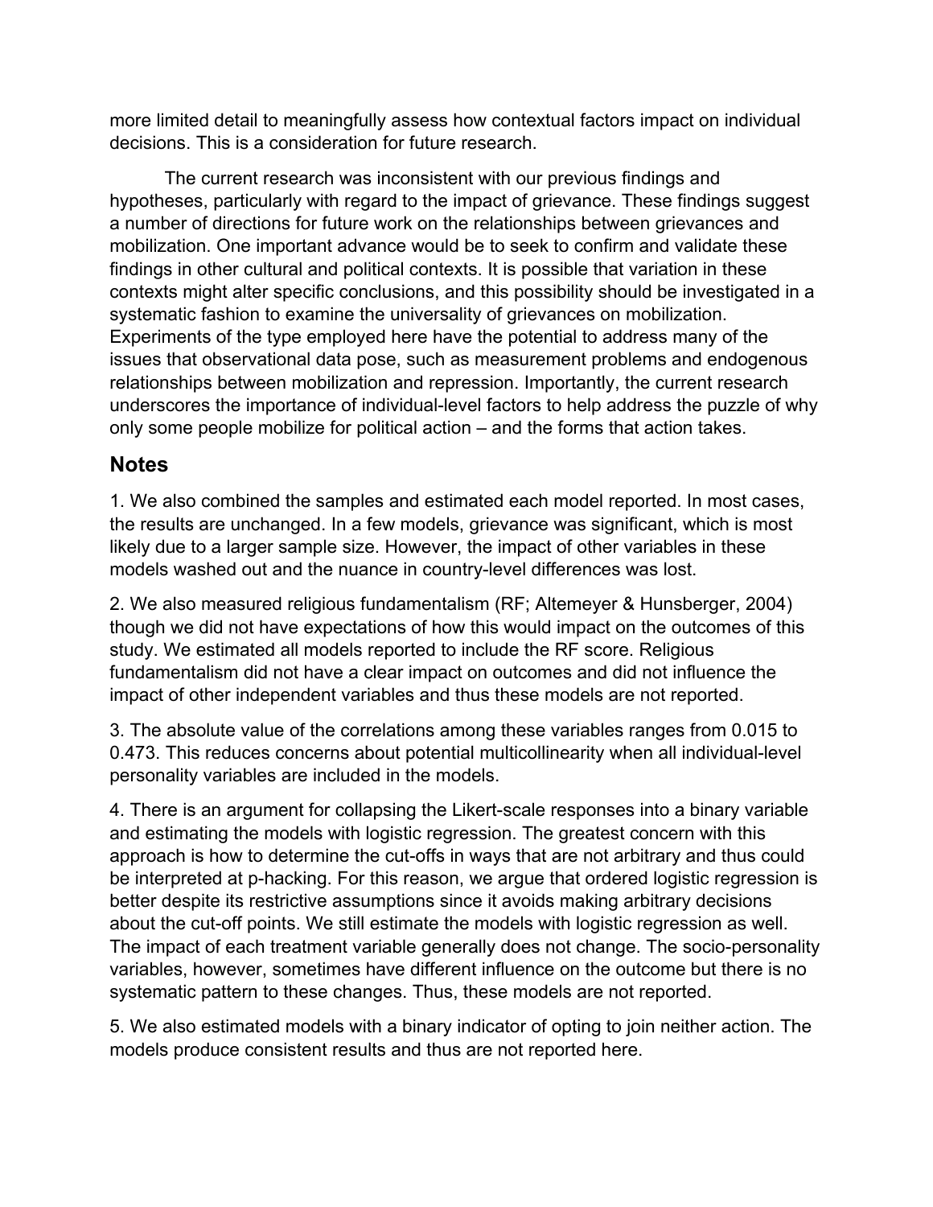more limited detail to meaningfully assess how contextual factors impact on individual decisions. This is a consideration for future research.

The current research was inconsistent with our previous findings and hypotheses, particularly with regard to the impact of grievance. These findings suggest a number of directions for future work on the relationships between grievances and mobilization. One important advance would be to seek to confirm and validate these findings in other cultural and political contexts. It is possible that variation in these contexts might alter specific conclusions, and this possibility should be investigated in a systematic fashion to examine the universality of grievances on mobilization. Experiments of the type employed here have the potential to address many of the issues that observational data pose, such as measurement problems and endogenous relationships between mobilization and repression. Importantly, the current research underscores the importance of individual-level factors to help address the puzzle of why only some people mobilize for political action – and the forms that action takes.

## Notes

1. We also combined the samples and estimated each model reported. In most cases, the results are unchanged. In a few models, grievance was significant, which is most likely due to a larger sample size. However, the impact of other variables in these models washed out and the nuance in country-level differences was lost.

2. We also measured religious fundamentalism (RF; Altemeyer & Hunsberger, 2004) though we did not have expectations of how this would impact on the outcomes of this study. We estimated all models reported to include the RF score. Religious fundamentalism did not have a clear impact on outcomes and did not influence the impact of other independent variables and thus these models are not reported.

3. The absolute value of the correlations among these variables ranges from 0.015 to 0.473. This reduces concerns about potential multicollinearity when all individual-level personality variables are included in the models.

4. There is an argument for collapsing the Likert-scale responses into a binary variable and estimating the models with logistic regression. The greatest concern with this approach is how to determine the cut-offs in ways that are not arbitrary and thus could be interpreted at p-hacking. For this reason, we argue that ordered logistic regression is better despite its restrictive assumptions since it avoids making arbitrary decisions about the cut-off points. We still estimate the models with logistic regression as well. The impact of each treatment variable generally does not change. The socio-personality variables, however, sometimes have different influence on the outcome but there is no systematic pattern to these changes. Thus, these models are not reported.

5. We also estimated models with a binary indicator of opting to join neither action. The models produce consistent results and thus are not reported here.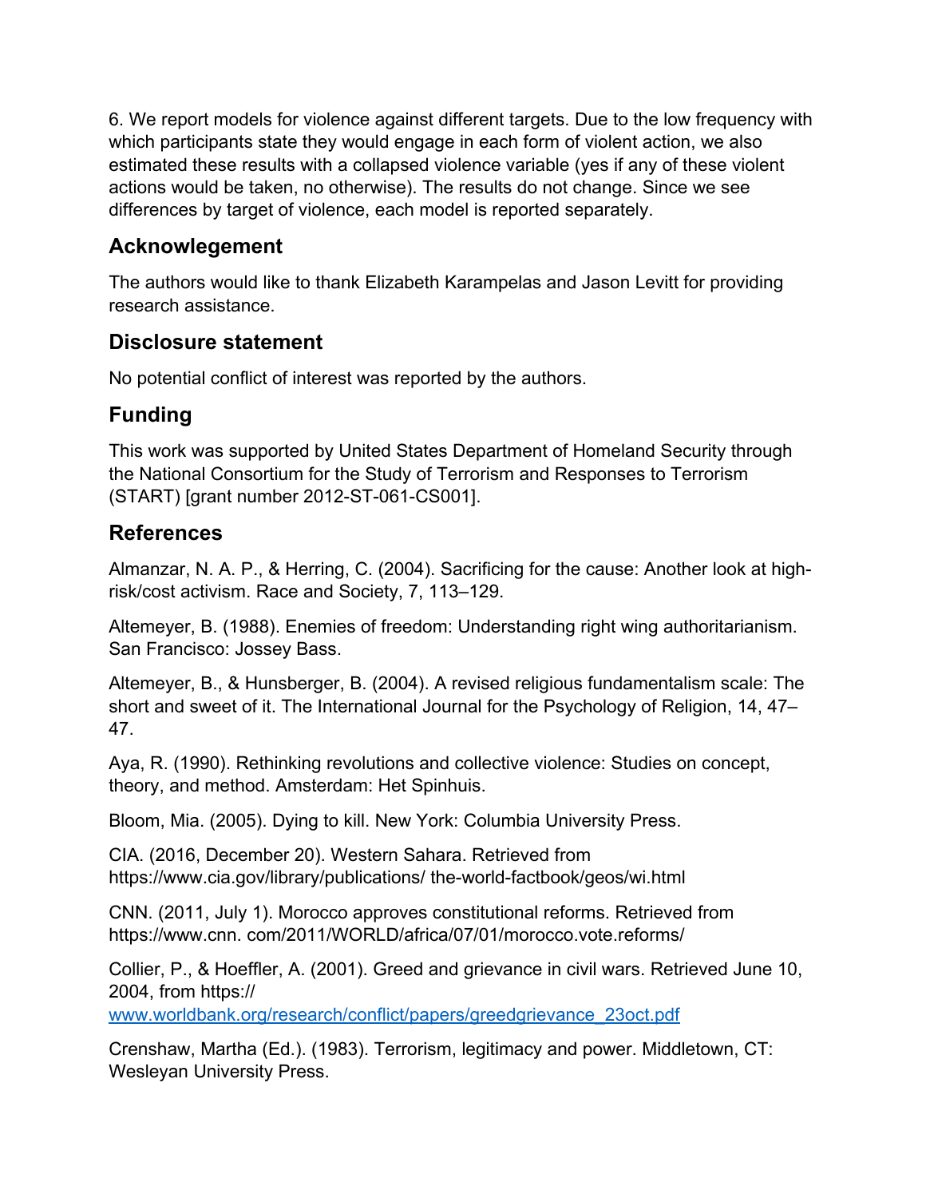6. We report models for violence against different targets. Due to the low frequency with which participants state they would engage in each form of violent action, we also estimated these results with a collapsed violence variable (yes if any of these violent actions would be taken, no otherwise). The results do not change. Since we see differences by target of violence, each model is reported separately.

## Acknowlegement

The authors would like to thank Elizabeth Karampelas and Jason Levitt for providing research assistance.

## Disclosure statement

No potential conflict of interest was reported by the authors.

## Funding

This work was supported by United States Department of Homeland Security through the National Consortium for the Study of Terrorism and Responses to Terrorism (START) [grant number 2012-ST-061-CS001].

## References

Almanzar, N. A. P., & Herring, C. (2004). Sacrificing for the cause: Another look at high-risk/cost activism. Race and Society, 7, 113–129.

Altemeyer, B. (1988). Enemies of freedom: Understanding right wing authoritarianism. San Francisco: Jossey Bass.

Altemeyer, B., & Hunsberger, B. (2004). A revised religious fundamentalism scale: The short and sweet of it. The International Journal for the Psychology of Religion, 14, 47–47.

Aya, R. (1990). Rethinking revolutions and collective violence: Studies on concept, theory, and method. Amsterdam: Het Spinhuis.

Bloom, Mia. (2005). Dying to kill. New York: Columbia University Press.

CIA. (2016, December 20). Western Sahara. Retrieved from https://www.cia.gov/library/publications/ the-world-factbook/geos/wi.html

CNN. (2011, July 1). Morocco approves constitutional reforms. Retrieved from https://www.cnn. com/2011/WORLD/africa/07/01/morocco.vote.reforms/

Collier, P., & Hoeffler, A. (2001). Greed and grievance in civil wars. Retrieved June 10, 2004, from https:// www.worldbank.org/research/conflict/papers/greedgrievance_23oct.pdf

Crenshaw, Martha (Ed.). (1983). Terrorism, legitimacy and power. Middletown, CT: Wesleyan University Press.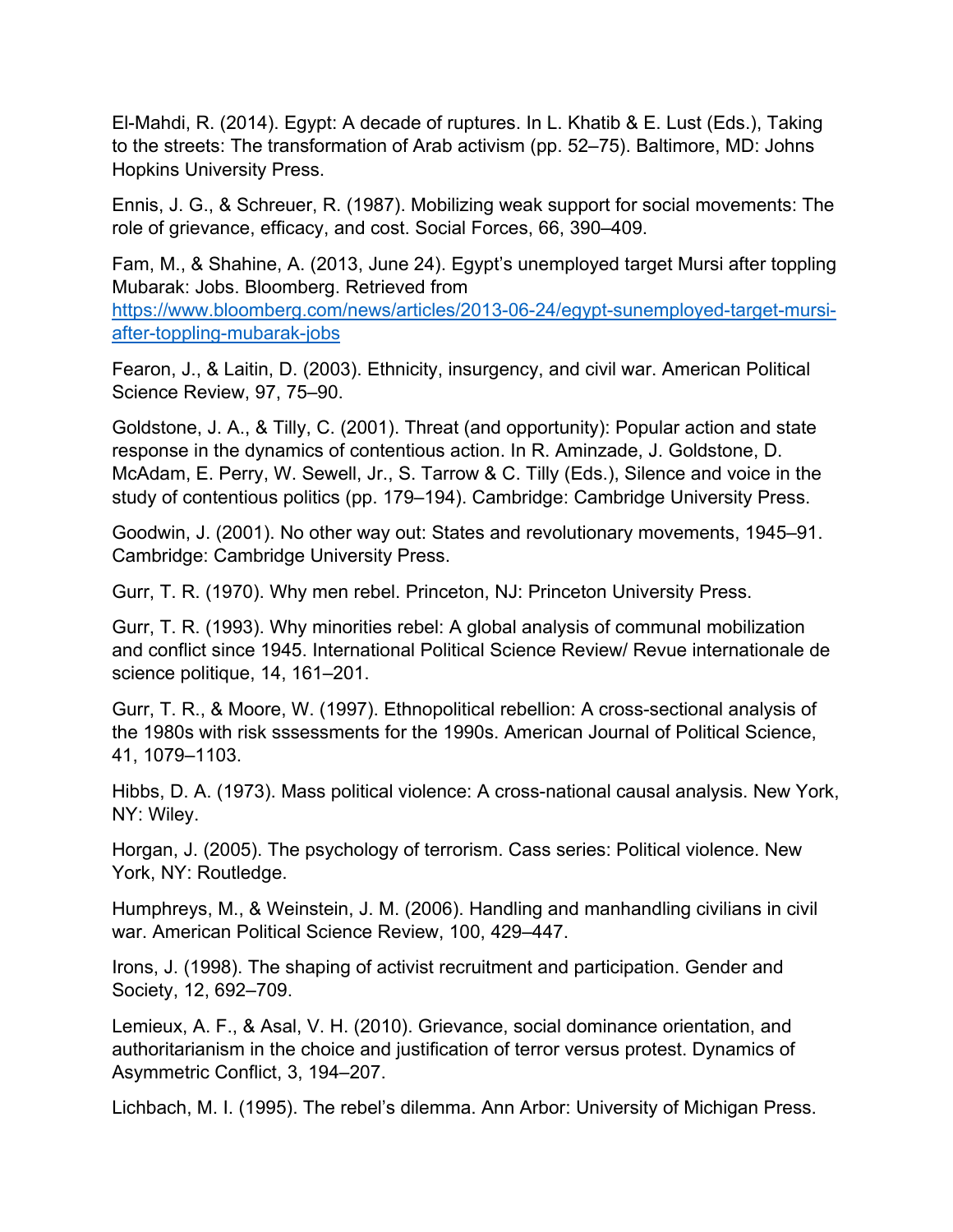El-Mahdi, R. (2014). Egypt: A decade of ruptures. In L. Khatib & E. Lust (Eds.), Taking to the streets: The transformation of Arab activism (pp. 52–75). Baltimore, MD: Johns Hopkins University Press.

Ennis, J. G., & Schreuer, R. (1987). Mobilizing weak support for social movements: The role of grievance, efficacy, and cost. Social Forces, 66, 390–409.

Fam, M., & Shahine, A. (2013, June 24). Egypt's unemployed target Mursi after toppling Mubarak: Jobs. Bloomberg. Retrieved from https://www.bloomberg.com/news/articles/2013-06-24/egypt-sunemployed-target-mursi-after-toppling-mubarak-jobs

Fearon, J., & Laitin, D. (2003). Ethnicity, insurgency, and civil war. American Political Science Review, 97, 75–90.

Goldstone, J. A., & Tilly, C. (2001). Threat (and opportunity): Popular action and state response in the dynamics of contentious action. In R. Aminzade, J. Goldstone, D. McAdam, E. Perry, W. Sewell, Jr., S. Tarrow & C. Tilly (Eds.), Silence and voice in the study of contentious politics (pp. 179–194). Cambridge: Cambridge University Press.

Goodwin, J. (2001). No other way out: States and revolutionary movements, 1945–91. Cambridge: Cambridge University Press.

Gurr, T. R. (1970). Why men rebel. Princeton, NJ: Princeton University Press.

Gurr, T. R. (1993). Why minorities rebel: A global analysis of communal mobilization and conflict since 1945. International Political Science Review/ Revue internationale de science politique, 14, 161–201.

Gurr, T. R., & Moore, W. (1997). Ethnopolitical rebellion: A cross-sectional analysis of the 1980s with risk sssessments for the 1990s. American Journal of Political Science, 41, 1079–1103.

Hibbs, D. A. (1973). Mass political violence: A cross-national causal analysis. New York, NY: Wiley.

Horgan, J. (2005). The psychology of terrorism. Cass series: Political violence. New York, NY: Routledge.

Humphreys, M., & Weinstein, J. M. (2006). Handling and manhandling civilians in civil war. American Political Science Review, 100, 429–447.

Irons, J. (1998). The shaping of activist recruitment and participation. Gender and Society, 12, 692–709.

Lemieux, A. F., & Asal, V. H. (2010). Grievance, social dominance orientation, and authoritarianism in the choice and justification of terror versus protest. Dynamics of Asymmetric Conflict, 3, 194–207.

Lichbach, M. I. (1995). The rebel's dilemma. Ann Arbor: University of Michigan Press.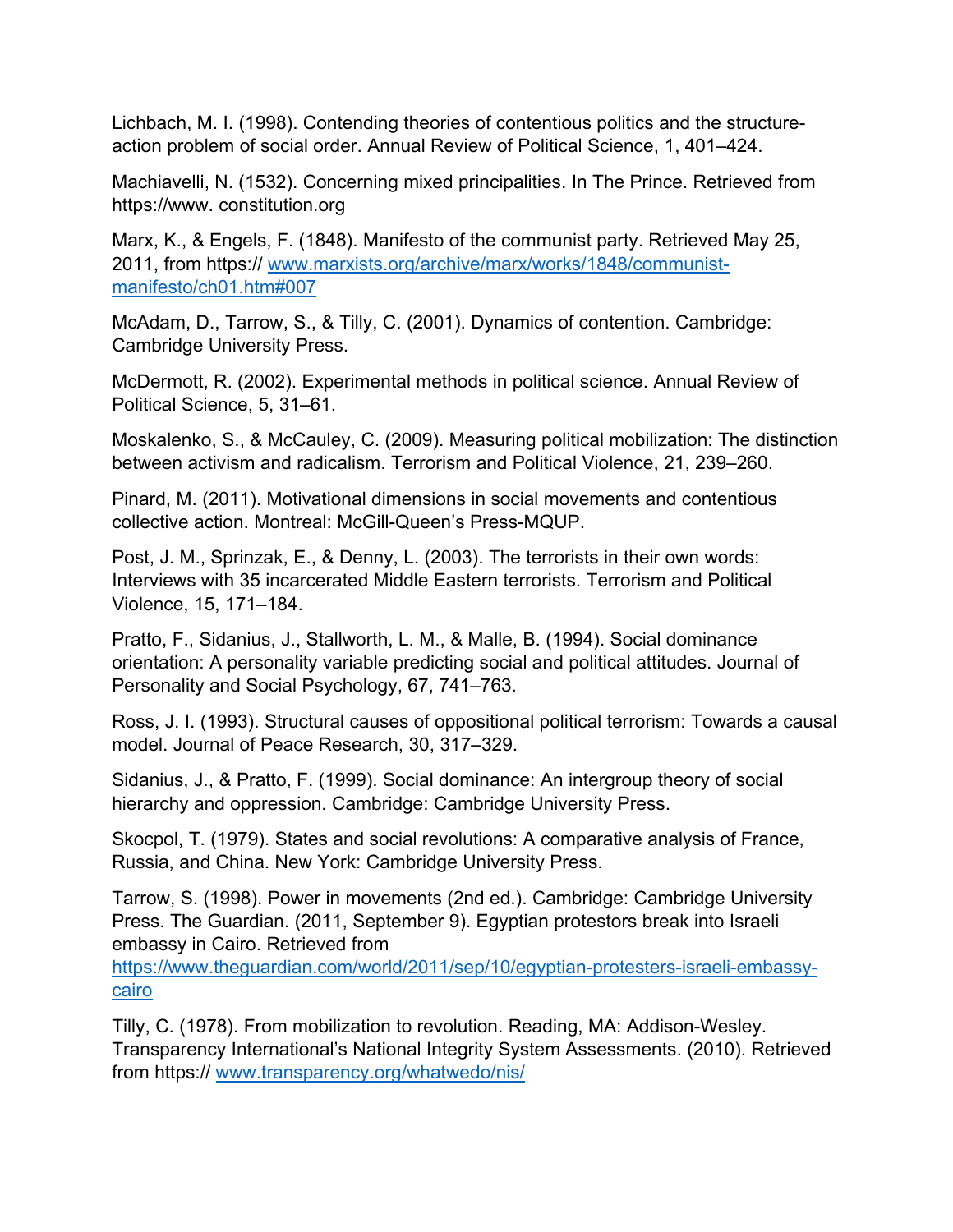Lichbach, M. I. (1998). Contending theories of contentious politics and the structure-action problem of social order. Annual Review of Political Science, 1, 401–424.

Machiavelli, N. (1532). Concerning mixed principalities. In The Prince. Retrieved from https://www. constitution.org

Marx, K., & Engels, F. (1848). Manifesto of the communist party. Retrieved May 25, 2011, from https:// www.marxists.org/archive/marx/works/1848/communist-manifesto/ch01.htm#007

McAdam, D., Tarrow, S., & Tilly, C. (2001). Dynamics of contention. Cambridge: Cambridge University Press.

McDermott, R. (2002). Experimental methods in political science. Annual Review of Political Science, 5, 31–61.

Moskalenko, S., & McCauley, C. (2009). Measuring political mobilization: The distinction between activism and radicalism. Terrorism and Political Violence, 21, 239–260.

Pinard, M. (2011). Motivational dimensions in social movements and contentious collective action. Montreal: McGill-Queen's Press-MQUP.

Post, J. M., Sprinzak, E., & Denny, L. (2003). The terrorists in their own words: Interviews with 35 incarcerated Middle Eastern terrorists. Terrorism and Political Violence, 15, 171–184.

Pratto, F., Sidanius, J., Stallworth, L. M., & Malle, B. (1994). Social dominance orientation: A personality variable predicting social and political attitudes. Journal of Personality and Social Psychology, 67, 741–763.

Ross, J. I. (1993). Structural causes of oppositional political terrorism: Towards a causal model. Journal of Peace Research, 30, 317–329.

Sidanius, J., & Pratto, F. (1999). Social dominance: An intergroup theory of social hierarchy and oppression. Cambridge: Cambridge University Press.

Skocpol, T. (1979). States and social revolutions: A comparative analysis of France, Russia, and China. New York: Cambridge University Press.

Tarrow, S. (1998). Power in movements (2nd ed.). Cambridge: Cambridge University Press. The Guardian. (2011, September 9). Egyptian protestors break into Israeli embassy in Cairo. Retrieved from https://www.theguardian.com/world/2011/sep/10/egyptian-protesters-israeli-embassy-cairo

Tilly, C. (1978). From mobilization to revolution. Reading, MA: Addison-Wesley. Transparency International's National Integrity System Assessments. (2010). Retrieved from https:// www.transparency.org/whatwedo/nis/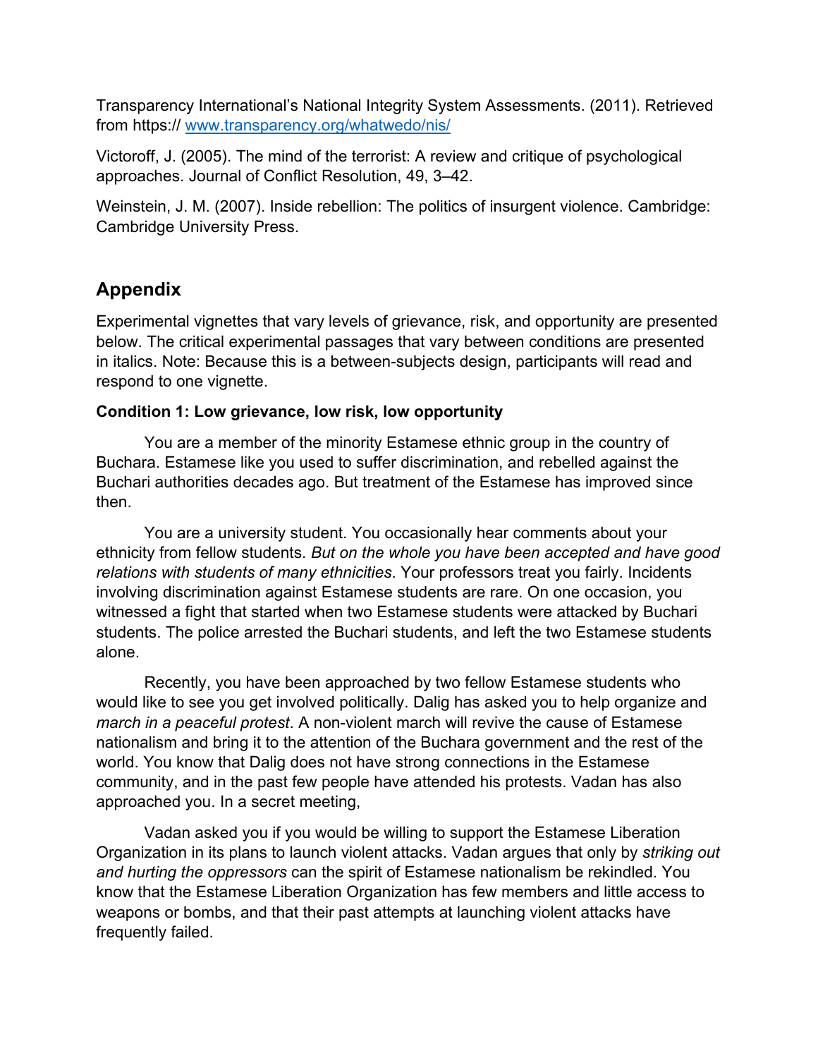Transparency International's National Integrity System Assessments. (2011). Retrieved from https:// www.transparency.org/whatwedo/nis/

Victoroff, J. (2005). The mind of the terrorist: A review and critique of psychological approaches. Journal of Conflict Resolution, 49, 3–42.

Weinstein, J. M. (2007). Inside rebellion: The politics of insurgent violence. Cambridge: Cambridge University Press.

## Appendix

Experimental vignettes that vary levels of grievance, risk, and opportunity are presented below. The critical experimental passages that vary between conditions are presented in italics. Note: Because this is a between-subjects design, participants will read and respond to one vignette.

**Condition 1: Low grievance, low risk, low opportunity**

You are a member of the minority Estamese ethnic group in the country of Buchara. Estamese like you used to suffer discrimination, and rebelled against the Buchari authorities decades ago. But treatment of the Estamese has improved since then.

You are a university student. You occasionally hear comments about your ethnicity from fellow students. *But on the whole you have been accepted and have good relations with students of many ethnicities*. Your professors treat you fairly. Incidents involving discrimination against Estamese students are rare. On one occasion, you witnessed a fight that started when two Estamese students were attacked by Buchari students. The police arrested the Buchari students, and left the two Estamese students alone.

Recently, you have been approached by two fellow Estamese students who would like to see you get involved politically. Dalig has asked you to help organize and *march in a peaceful protest*. A non-violent march will revive the cause of Estamese nationalism and bring it to the attention of the Buchara government and the rest of the world. You know that Dalig does not have strong connections in the Estamese community, and in the past few people have attended his protests. Vadan has also approached you. In a secret meeting,

Vadan asked you if you would be willing to support the Estamese Liberation Organization in its plans to launch violent attacks. Vadan argues that only by *striking out and hurting the oppressors* can the spirit of Estamese nationalism be rekindled. You know that the Estamese Liberation Organization has few members and little access to weapons or bombs, and that their past attempts at launching violent attacks have frequently failed.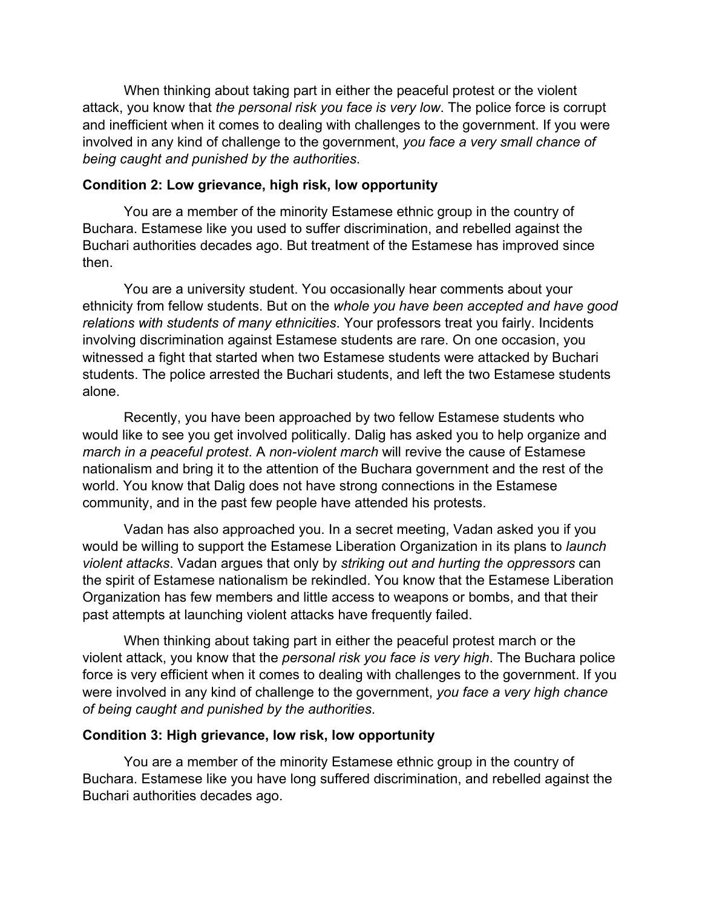When thinking about taking part in either the peaceful protest or the violent attack, you know that *the personal risk you face is very low*. The police force is corrupt and inefficient when it comes to dealing with challenges to the government. If you were involved in any kind of challenge to the government, *you face a very small chance of being caught and punished by the authorities*.

**Condition 2: Low grievance, high risk, low opportunity**

You are a member of the minority Estamese ethnic group in the country of Buchara. Estamese like you used to suffer discrimination, and rebelled against the Buchari authorities decades ago. But treatment of the Estamese has improved since then.

You are a university student. You occasionally hear comments about your ethnicity from fellow students. But on the *whole you have been accepted and have good relations with students of many ethnicities*. Your professors treat you fairly. Incidents involving discrimination against Estamese students are rare. On one occasion, you witnessed a fight that started when two Estamese students were attacked by Buchari students. The police arrested the Buchari students, and left the two Estamese students alone.

Recently, you have been approached by two fellow Estamese students who would like to see you get involved politically. Dalig has asked you to help organize and *march in a peaceful protest*. A *non-violent march* will revive the cause of Estamese nationalism and bring it to the attention of the Buchara government and the rest of the world. You know that Dalig does not have strong connections in the Estamese community, and in the past few people have attended his protests.

Vadan has also approached you. In a secret meeting, Vadan asked you if you would be willing to support the Estamese Liberation Organization in its plans to *launch violent attacks*. Vadan argues that only by *striking out and hurting the oppressors* can the spirit of Estamese nationalism be rekindled. You know that the Estamese Liberation Organization has few members and little access to weapons or bombs, and that their past attempts at launching violent attacks have frequently failed.

When thinking about taking part in either the peaceful protest march or the violent attack, you know that the *personal risk you face is very high*. The Buchara police force is very efficient when it comes to dealing with challenges to the government. If you were involved in any kind of challenge to the government, *you face a very high chance of being caught and punished by the authorities*.

**Condition 3: High grievance, low risk, low opportunity**

You are a member of the minority Estamese ethnic group in the country of Buchara. Estamese like you have long suffered discrimination, and rebelled against the Buchari authorities decades ago.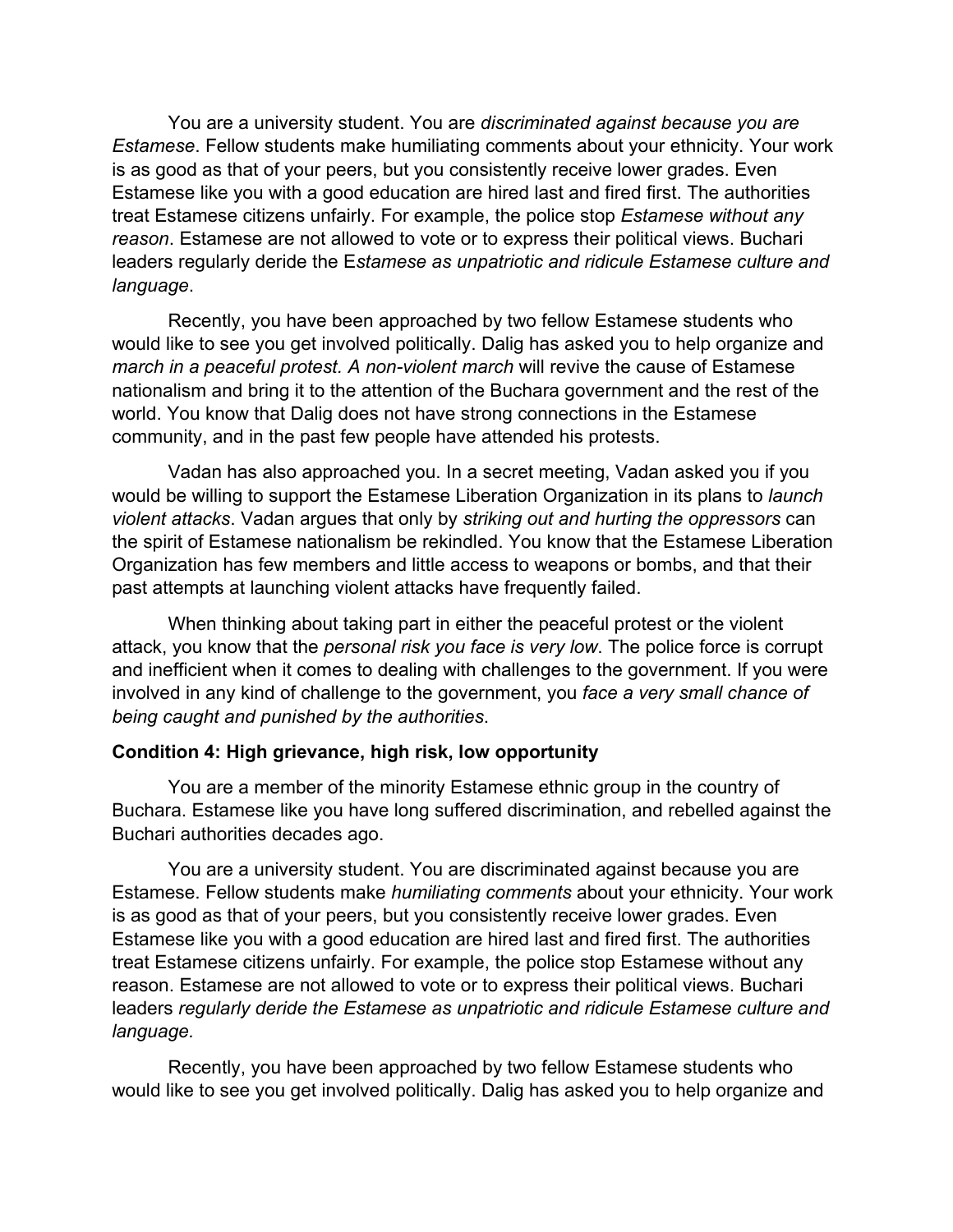You are a university student. You are *discriminated against because you are Estamese*. Fellow students make humiliating comments about your ethnicity. Your work is as good as that of your peers, but you consistently receive lower grades. Even Estamese like you with a good education are hired last and fired first. The authorities treat Estamese citizens unfairly. For example, the police stop *Estamese without any reason*. Estamese are not allowed to vote or to express their political views. Buchari leaders regularly deride the E*stamese as unpatriotic and ridicule Estamese culture and language*.

Recently, you have been approached by two fellow Estamese students who would like to see you get involved politically. Dalig has asked you to help organize and *march in a peaceful protest. A non-violent march* will revive the cause of Estamese nationalism and bring it to the attention of the Buchara government and the rest of the world. You know that Dalig does not have strong connections in the Estamese community, and in the past few people have attended his protests.

Vadan has also approached you. In a secret meeting, Vadan asked you if you would be willing to support the Estamese Liberation Organization in its plans to *launch violent attacks*. Vadan argues that only by *striking out and hurting the oppressors* can the spirit of Estamese nationalism be rekindled. You know that the Estamese Liberation Organization has few members and little access to weapons or bombs, and that their past attempts at launching violent attacks have frequently failed.

When thinking about taking part in either the peaceful protest or the violent attack, you know that the *personal risk you face is very low*. The police force is corrupt and inefficient when it comes to dealing with challenges to the government. If you were involved in any kind of challenge to the government, you *face a very small chance of being caught and punished by the authorities*.

**Condition 4: High grievance, high risk, low opportunity**

You are a member of the minority Estamese ethnic group in the country of Buchara. Estamese like you have long suffered discrimination, and rebelled against the Buchari authorities decades ago.

You are a university student. You are discriminated against because you are Estamese. Fellow students make *humiliating comments* about your ethnicity. Your work is as good as that of your peers, but you consistently receive lower grades. Even Estamese like you with a good education are hired last and fired first. The authorities treat Estamese citizens unfairly. For example, the police stop Estamese without any reason. Estamese are not allowed to vote or to express their political views. Buchari leaders *regularly deride the Estamese as unpatriotic and ridicule Estamese culture and language.*

Recently, you have been approached by two fellow Estamese students who would like to see you get involved politically. Dalig has asked you to help organize and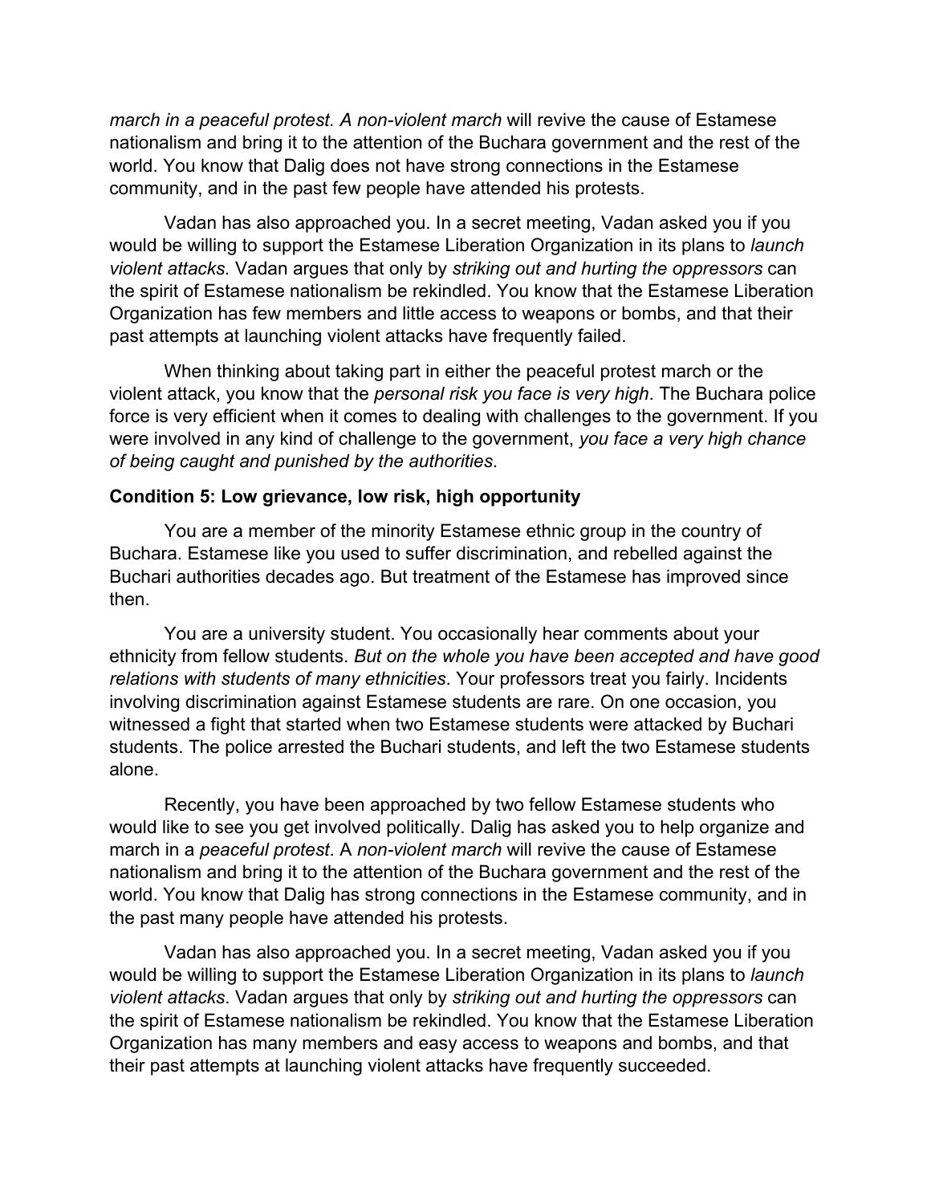*march in a peaceful protest. A non-violent march* will revive the cause of Estamese nationalism and bring it to the attention of the Buchara government and the rest of the world. You know that Dalig does not have strong connections in the Estamese community, and in the past few people have attended his protests.

Vadan has also approached you. In a secret meeting, Vadan asked you if you would be willing to support the Estamese Liberation Organization in its plans to *launch violent attacks.* Vadan argues that only by *striking out and hurting the oppressors* can the spirit of Estamese nationalism be rekindled. You know that the Estamese Liberation Organization has few members and little access to weapons or bombs, and that their past attempts at launching violent attacks have frequently failed.

When thinking about taking part in either the peaceful protest march or the violent attack, you know that the *personal risk you face is very high*. The Buchara police force is very efficient when it comes to dealing with challenges to the government. If you were involved in any kind of challenge to the government, *you face a very high chance of being caught and punished by the authorities*.

**Condition 5: Low grievance, low risk, high opportunity**

You are a member of the minority Estamese ethnic group in the country of Buchara. Estamese like you used to suffer discrimination, and rebelled against the Buchari authorities decades ago. But treatment of the Estamese has improved since then.

You are a university student. You occasionally hear comments about your ethnicity from fellow students. *But on the whole you have been accepted and have good relations with students of many ethnicities*. Your professors treat you fairly. Incidents involving discrimination against Estamese students are rare. On one occasion, you witnessed a fight that started when two Estamese students were attacked by Buchari students. The police arrested the Buchari students, and left the two Estamese students alone.

Recently, you have been approached by two fellow Estamese students who would like to see you get involved politically. Dalig has asked you to help organize and march in a *peaceful protest*. A *non-violent march* will revive the cause of Estamese nationalism and bring it to the attention of the Buchara government and the rest of the world. You know that Dalig has strong connections in the Estamese community, and in the past many people have attended his protests.

Vadan has also approached you. In a secret meeting, Vadan asked you if you would be willing to support the Estamese Liberation Organization in its plans to *launch violent attacks*. Vadan argues that only by *striking out and hurting the oppressors* can the spirit of Estamese nationalism be rekindled. You know that the Estamese Liberation Organization has many members and easy access to weapons and bombs, and that their past attempts at launching violent attacks have frequently succeeded.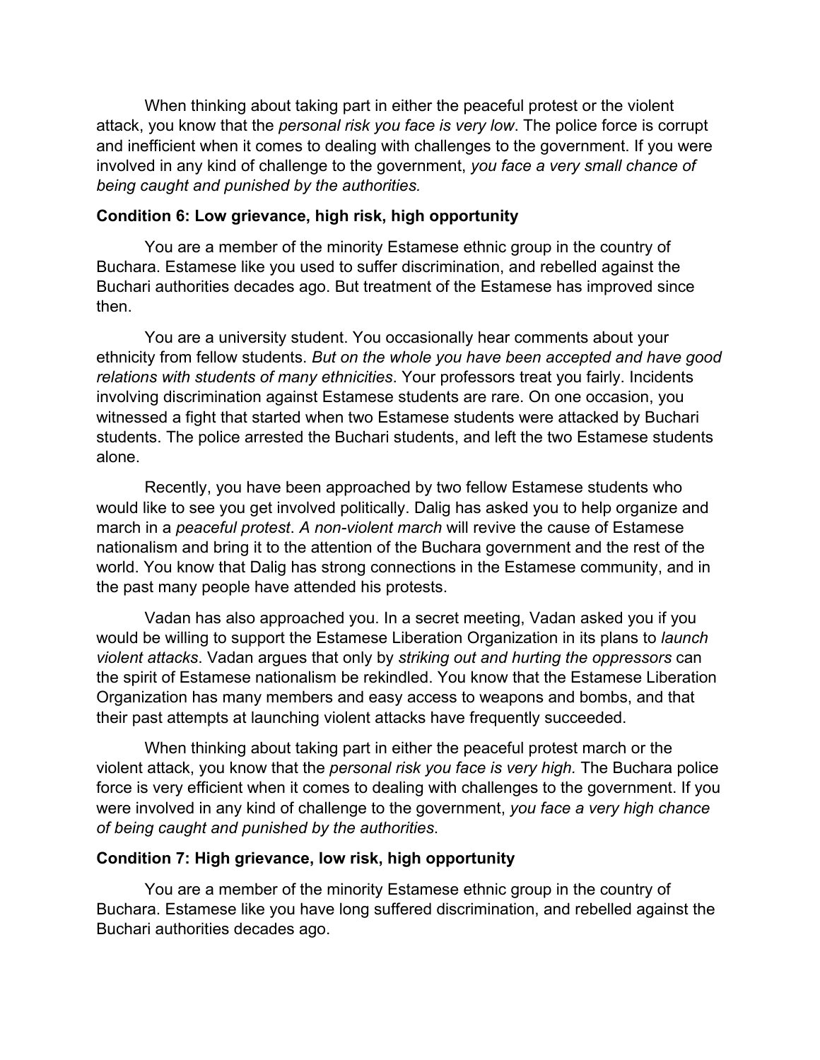When thinking about taking part in either the peaceful protest or the violent attack, you know that the *personal risk you face is very low*. The police force is corrupt and inefficient when it comes to dealing with challenges to the government. If you were involved in any kind of challenge to the government, *you face a very small chance of being caught and punished by the authorities.*

**Condition 6: Low grievance, high risk, high opportunity**

You are a member of the minority Estamese ethnic group in the country of Buchara. Estamese like you used to suffer discrimination, and rebelled against the Buchari authorities decades ago. But treatment of the Estamese has improved since then.

You are a university student. You occasionally hear comments about your ethnicity from fellow students. *But on the whole you have been accepted and have good relations with students of many ethnicities*. Your professors treat you fairly. Incidents involving discrimination against Estamese students are rare. On one occasion, you witnessed a fight that started when two Estamese students were attacked by Buchari students. The police arrested the Buchari students, and left the two Estamese students alone.

Recently, you have been approached by two fellow Estamese students who would like to see you get involved politically. Dalig has asked you to help organize and march in a *peaceful protest*. *A non-violent march* will revive the cause of Estamese nationalism and bring it to the attention of the Buchara government and the rest of the world. You know that Dalig has strong connections in the Estamese community, and in the past many people have attended his protests.

Vadan has also approached you. In a secret meeting, Vadan asked you if you would be willing to support the Estamese Liberation Organization in its plans to *launch violent attacks*. Vadan argues that only by *striking out and hurting the oppressors* can the spirit of Estamese nationalism be rekindled. You know that the Estamese Liberation Organization has many members and easy access to weapons and bombs, and that their past attempts at launching violent attacks have frequently succeeded.

When thinking about taking part in either the peaceful protest march or the violent attack, you know that the *personal risk you face is very high.* The Buchara police force is very efficient when it comes to dealing with challenges to the government. If you were involved in any kind of challenge to the government, *you face a very high chance of being caught and punished by the authorities*.

**Condition 7: High grievance, low risk, high opportunity**

You are a member of the minority Estamese ethnic group in the country of Buchara. Estamese like you have long suffered discrimination, and rebelled against the Buchari authorities decades ago.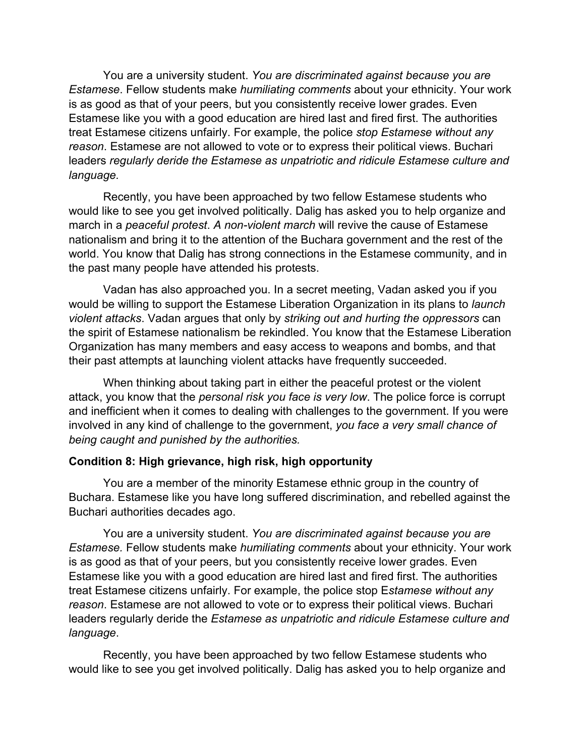You are a university student. *You are discriminated against because you are Estamese*. Fellow students make *humiliating comments* about your ethnicity. Your work is as good as that of your peers, but you consistently receive lower grades. Even Estamese like you with a good education are hired last and fired first. The authorities treat Estamese citizens unfairly. For example, the police *stop Estamese without any reason*. Estamese are not allowed to vote or to express their political views. Buchari leaders *regularly deride the Estamese as unpatriotic and ridicule Estamese culture and language*.

Recently, you have been approached by two fellow Estamese students who would like to see you get involved politically. Dalig has asked you to help organize and march in a *peaceful protest*. *A non-violent march* will revive the cause of Estamese nationalism and bring it to the attention of the Buchara government and the rest of the world. You know that Dalig has strong connections in the Estamese community, and in the past many people have attended his protests.

Vadan has also approached you. In a secret meeting, Vadan asked you if you would be willing to support the Estamese Liberation Organization in its plans to *launch violent attacks*. Vadan argues that only by *striking out and hurting the oppressors* can the spirit of Estamese nationalism be rekindled. You know that the Estamese Liberation Organization has many members and easy access to weapons and bombs, and that their past attempts at launching violent attacks have frequently succeeded.

When thinking about taking part in either the peaceful protest or the violent attack, you know that the *personal risk you face is very low*. The police force is corrupt and inefficient when it comes to dealing with challenges to the government. If you were involved in any kind of challenge to the government, *you face a very small chance of being caught and punished by the authorities.*

**Condition 8: High grievance, high risk, high opportunity**

You are a member of the minority Estamese ethnic group in the country of Buchara. Estamese like you have long suffered discrimination, and rebelled against the Buchari authorities decades ago.

You are a university student. *You are discriminated against because you are Estamese.* Fellow students make *humiliating comments* about your ethnicity. Your work is as good as that of your peers, but you consistently receive lower grades. Even Estamese like you with a good education are hired last and fired first. The authorities treat Estamese citizens unfairly. For example, the police stop E*stamese without any reason*. Estamese are not allowed to vote or to express their political views. Buchari leaders regularly deride the *Estamese as unpatriotic and ridicule Estamese culture and language*.

Recently, you have been approached by two fellow Estamese students who would like to see you get involved politically. Dalig has asked you to help organize and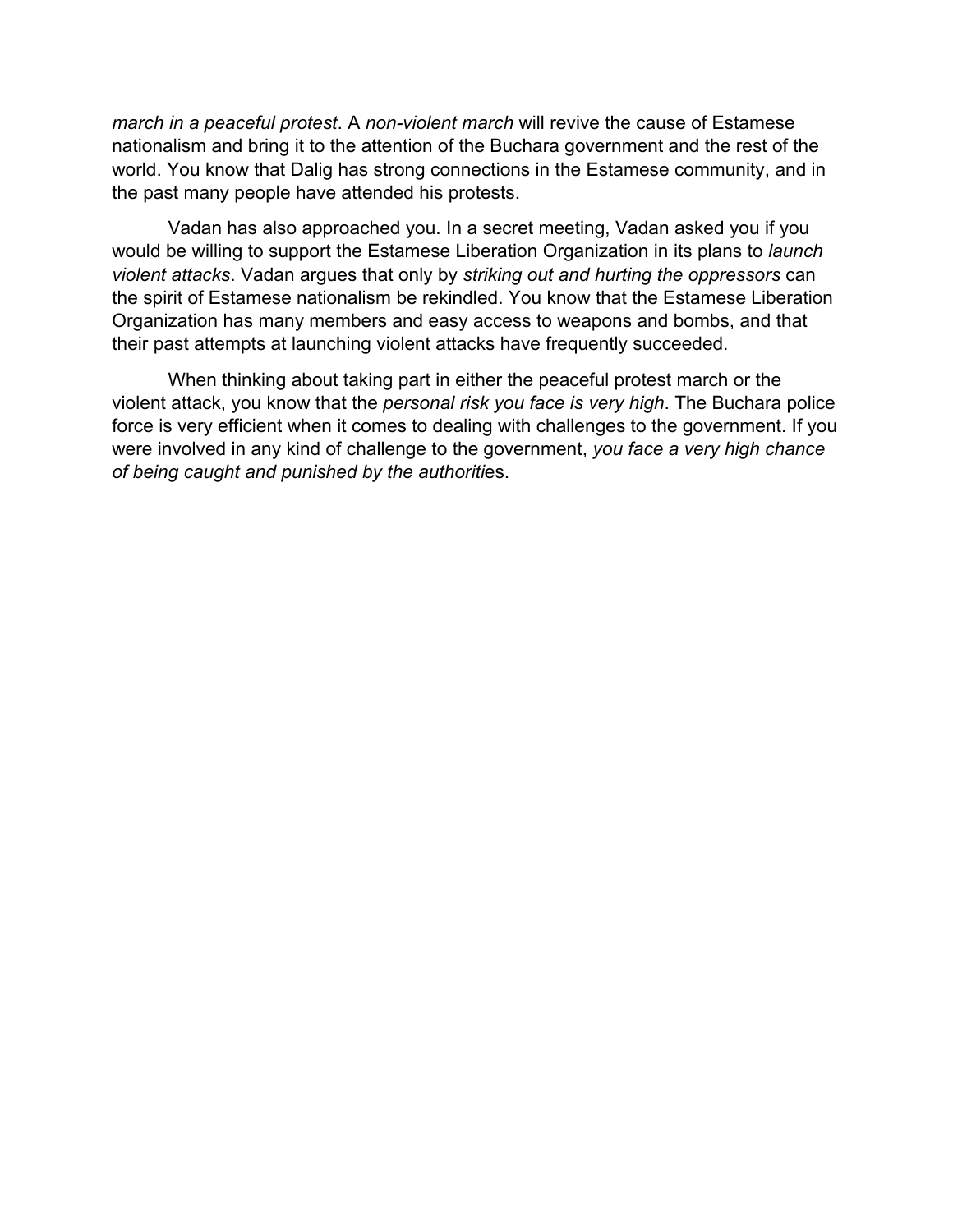*march in a peaceful protest*. A *non-violent march* will revive the cause of Estamese nationalism and bring it to the attention of the Buchara government and the rest of the world. You know that Dalig has strong connections in the Estamese community, and in the past many people have attended his protests.

Vadan has also approached you. In a secret meeting, Vadan asked you if you would be willing to support the Estamese Liberation Organization in its plans to *launch violent attacks*. Vadan argues that only by *striking out and hurting the oppressors* can the spirit of Estamese nationalism be rekindled. You know that the Estamese Liberation Organization has many members and easy access to weapons and bombs, and that their past attempts at launching violent attacks have frequently succeeded.

When thinking about taking part in either the peaceful protest march or the violent attack, you know that the *personal risk you face is very high*. The Buchara police force is very efficient when it comes to dealing with challenges to the government. If you were involved in any kind of challenge to the government, *you face a very high chance of being caught and punished by the authorities*.